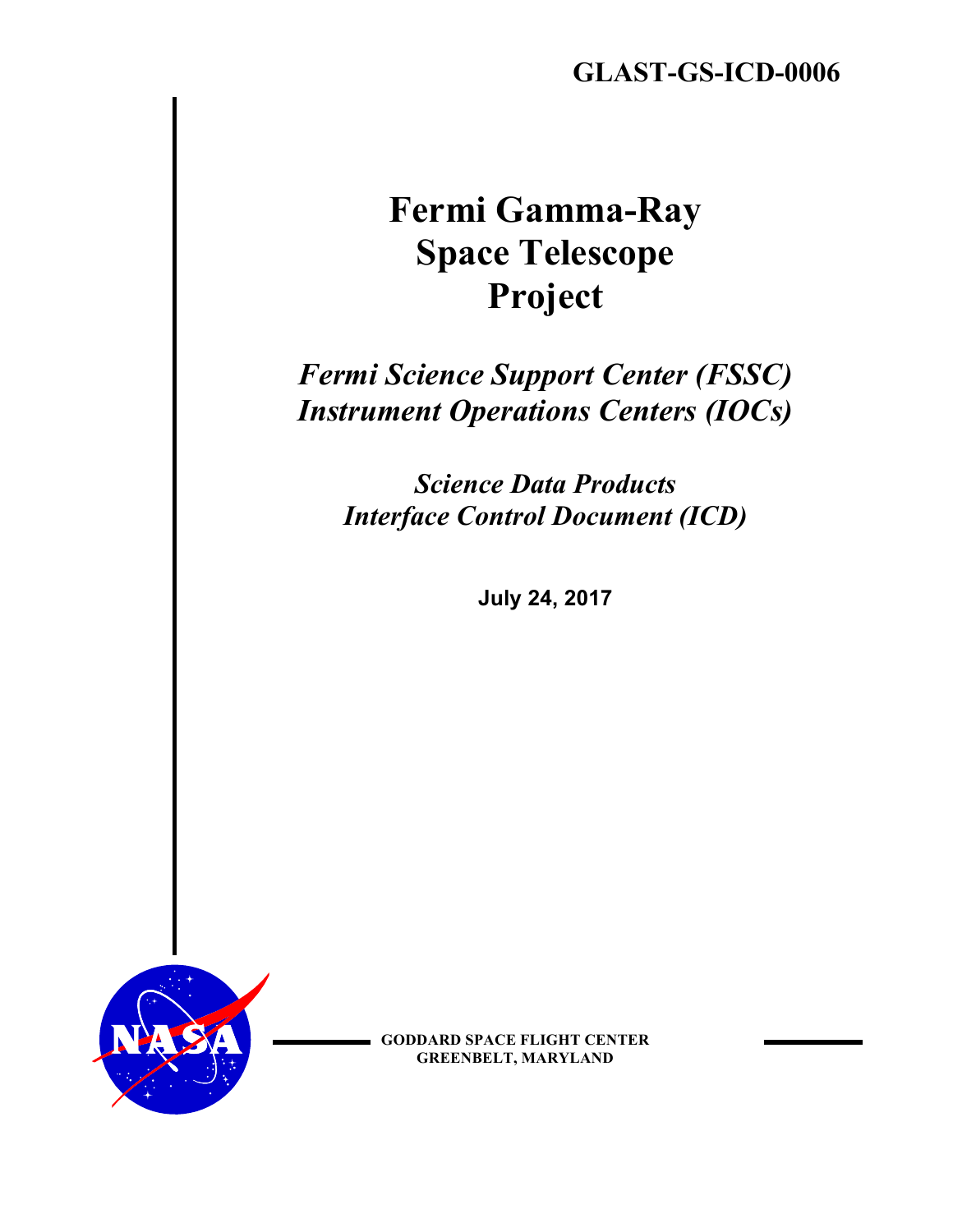**GLAST-GS-ICD-0006**

# Fermi Gamma-Ray Space Telescope Project

## *Fermi Science Support Center (FSSC) Instrument Operations Centers (IOCs)*

## *Science Data Products Interface Control Document (ICD)*

**July 24, 2017**

**GODDARD SPACE FLIGHT CENTER**
**GREENBELT, MARYLAND**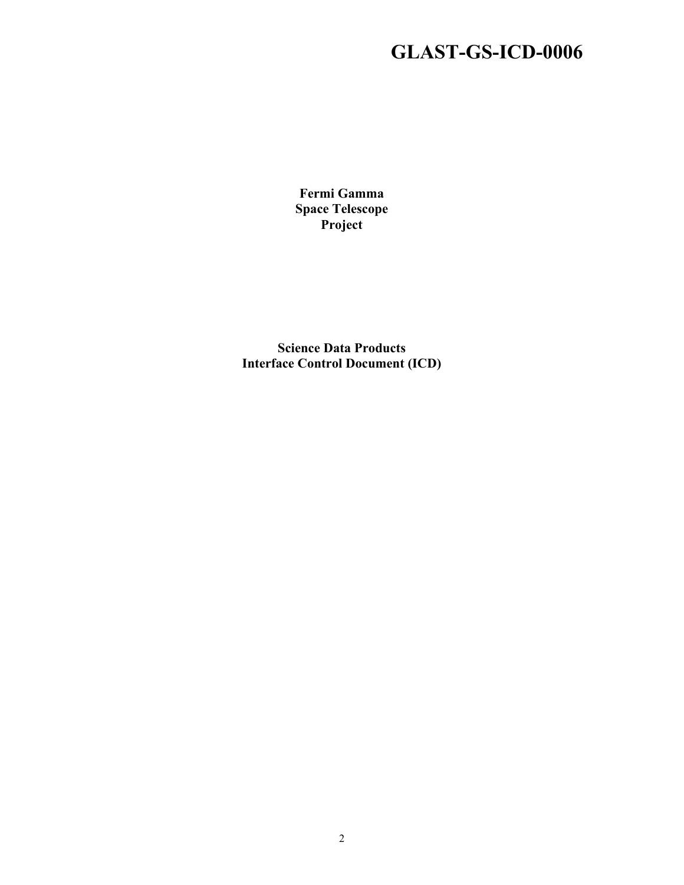# GLAST-GS-ICD-0006

**Fermi Gamma**
**Space Telescope**
**Project**

**Science Data Products**
**Interface Control Document (ICD)**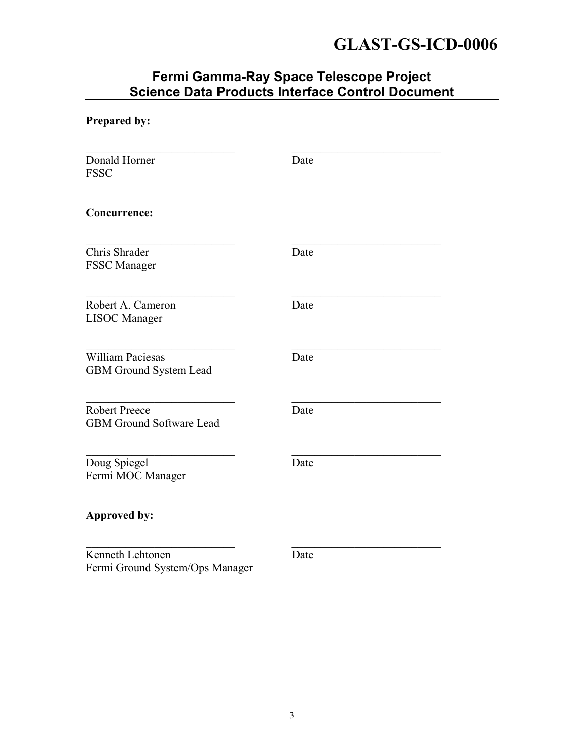# GLAST-GS-ICD-0006

## Fermi Gamma-Ray Space Telescope Project
## Science Data Products Interface Control Document

**Prepared by:**

___________________________ ___________________________

Donald Horner Date
FSSC

**Concurrence:**

___________________________ ___________________________

Chris Shrader Date
FSSC Manager

___________________________ ___________________________

Robert A. Cameron Date
LISOC Manager

___________________________ ___________________________

William Paciesas Date
GBM Ground System Lead

___________________________ ___________________________

Robert Preece Date
GBM Ground Software Lead

___________________________ ___________________________

Doug Spiegel Date
Fermi MOC Manager

**Approved by:**

___________________________ ___________________________

Kenneth Lehtonen Date
Fermi Ground System/Ops Manager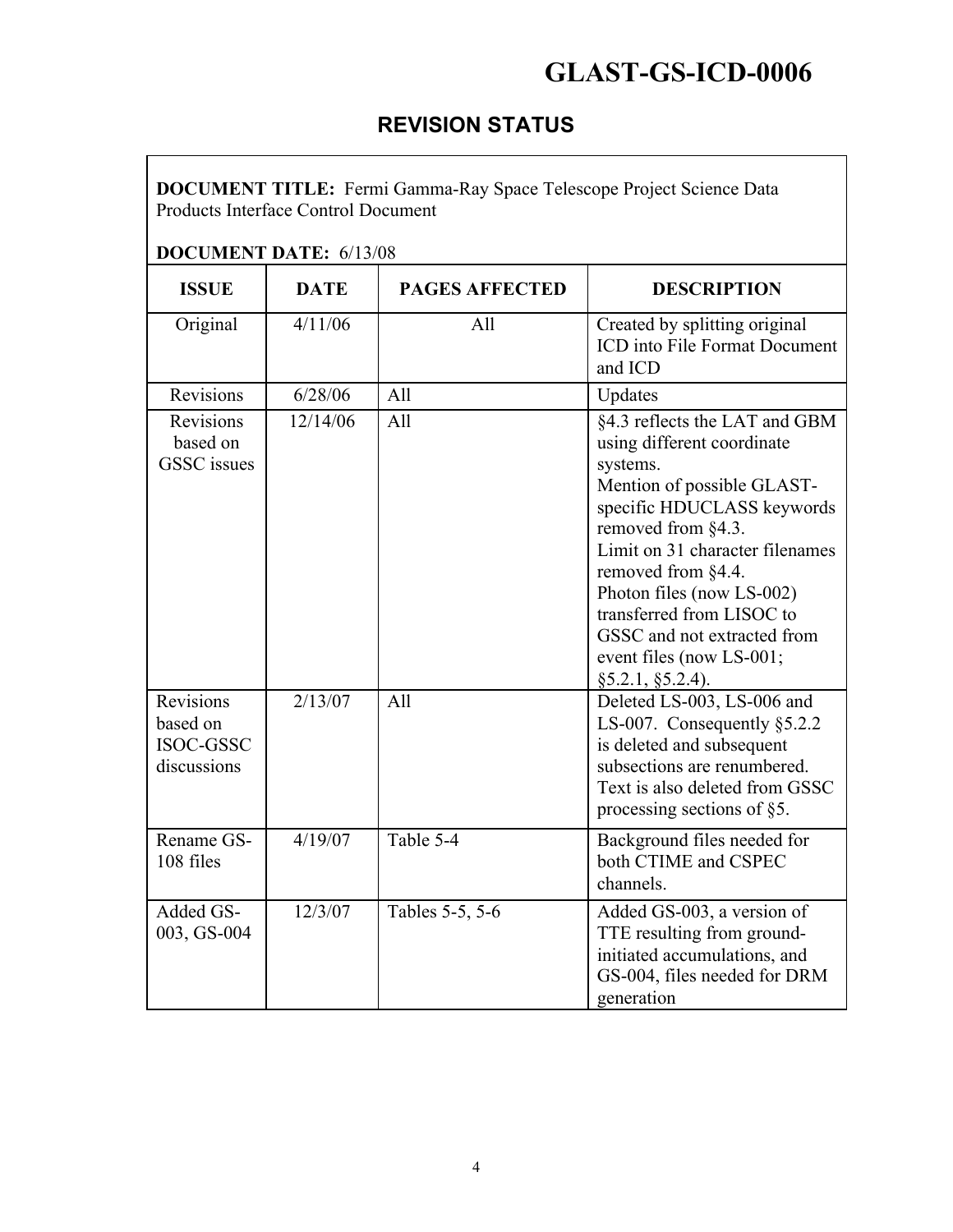# REVISION STATUS

**DOCUMENT TITLE:** Fermi Gamma-Ray Space Telescope Project Science Data Products Interface Control Document

**DOCUMENT DATE:** 6/13/08

| ISSUE | DATE | PAGES AFFECTED | DESCRIPTION |
|---|---|---|---|
| Original | 4/11/06 | All | Created by splitting original ICD into File Format Document and ICD |
| Revisions | 6/28/06 | All | Updates |
| Revisions based on GSSC issues | 12/14/06 | All | §4.3 reflects the LAT and GBM using different coordinate systems. Mention of possible GLAST-specific HDUCLASS keywords removed from §4.3. Limit on 31 character filenames removed from §4.4. Photon files (now LS-002) transferred from LISOC to GSSC and not extracted from event files (now LS-001; §5.2.1, §5.2.4). |
| Revisions based on ISOC-GSSC discussions | 2/13/07 | All | Deleted LS-003, LS-006 and LS-007. Consequently §5.2.2 is deleted and subsequent subsections are renumbered. Text is also deleted from GSSC processing sections of §5. |
| Rename GS-108 files | 4/19/07 | Table 5-4 | Background files needed for both CTIME and CSPEC channels. |
| Added GS-003, GS-004 | 12/3/07 | Tables 5-5, 5-6 | Added GS-003, a version of TTE resulting from ground-initiated accumulations, and GS-004, files needed for DRM generation |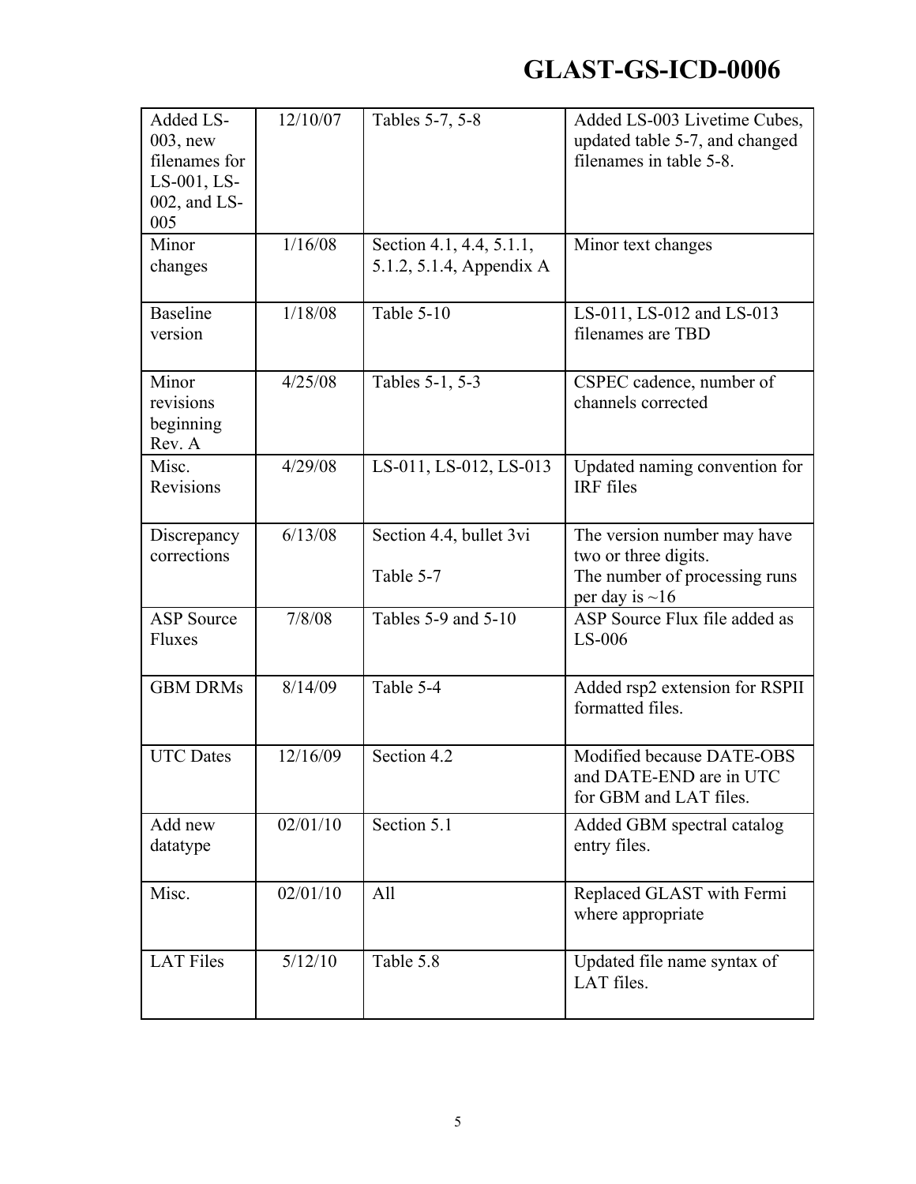| Added LS-003, new filenames for LS-001, LS-002, and LS-005 | 12/10/07 | Tables 5-7, 5-8 | Added LS-003 Livetime Cubes, updated table 5-7, and changed filenames in table 5-8. |
|---|---|---|---|
| Minor changes | 1/16/08 | Section 4.1, 4.4, 5.1.1, 5.1.2, 5.1.4, Appendix A | Minor text changes |
| Baseline version | 1/18/08 | Table 5-10 | LS-011, LS-012 and LS-013 filenames are TBD |
| Minor revisions beginning Rev. A | 4/25/08 | Tables 5-1, 5-3 | CSPEC cadence, number of channels corrected |
| Misc. Revisions | 4/29/08 | LS-011, LS-012, LS-013 | Updated naming convention for IRF files |
| Discrepancy corrections | 6/13/08 | Section 4.4, bullet 3vi<br><br>Table 5-7 | The version number may have two or three digits.<br>The number of processing runs per day is ~16 |
| ASP Source Fluxes | 7/8/08 | Tables 5-9 and 5-10 | ASP Source Flux file added as LS-006 |
| GBM DRMs | 8/14/09 | Table 5-4 | Added rsp2 extension for RSPII formatted files. |
| UTC Dates | 12/16/09 | Section 4.2 | Modified because DATE-OBS and DATE-END are in UTC for GBM and LAT files. |
| Add new datatype | 02/01/10 | Section 5.1 | Added GBM spectral catalog entry files. |
| Misc. | 02/01/10 | All | Replaced GLAST with Fermi where appropriate |
| LAT Files | 5/12/10 | Table 5.8 | Updated file name syntax of LAT files. |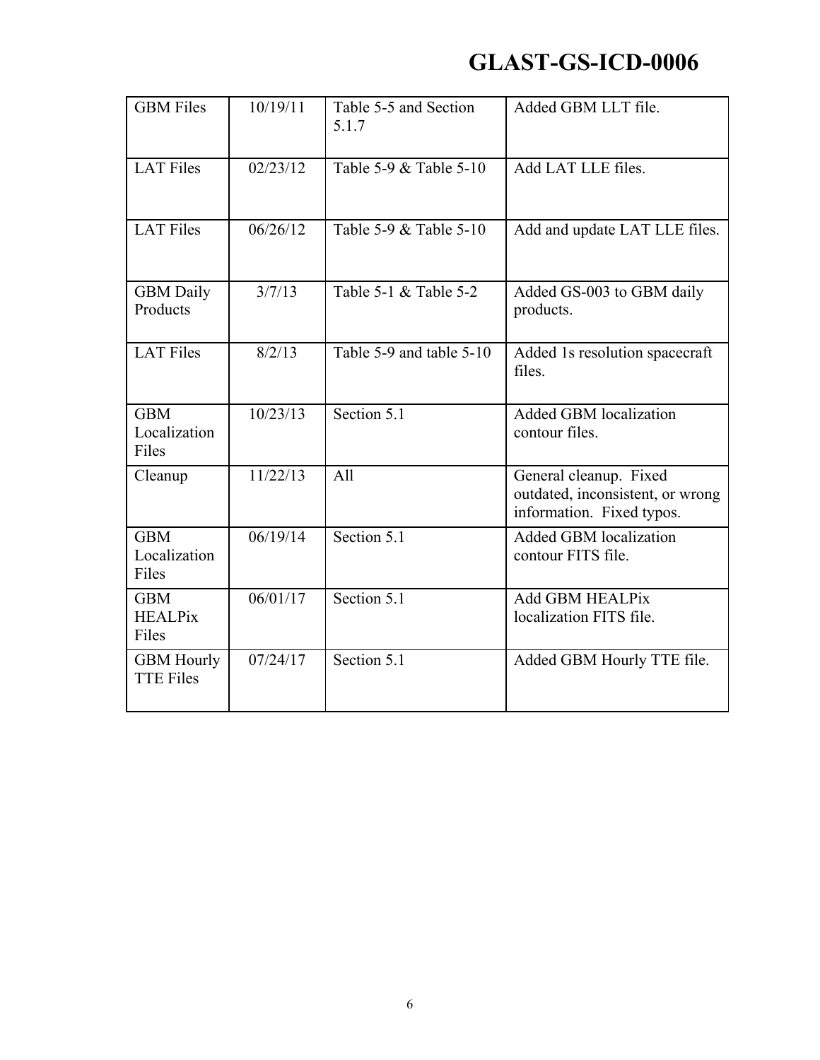| GBM Files | 10/19/11 | Table 5-5 and Section 5.1.7 | Added GBM LLT file. |
|---|---|---|---|
| LAT Files | 02/23/12 | Table 5-9 & Table 5-10 | Add LAT LLE files. |
| LAT Files | 06/26/12 | Table 5-9 & Table 5-10 | Add and update LAT LLE files. |
| GBM Daily Products | 3/7/13 | Table 5-1 & Table 5-2 | Added GS-003 to GBM daily products. |
| LAT Files | 8/2/13 | Table 5-9 and table 5-10 | Added 1s resolution spacecraft files. |
| GBM Localization Files | 10/23/13 | Section 5.1 | Added GBM localization contour files. |
| Cleanup | 11/22/13 | All | General cleanup. Fixed outdated, inconsistent, or wrong information. Fixed typos. |
| GBM Localization Files | 06/19/14 | Section 5.1 | Added GBM localization contour FITS file. |
| GBM HEALPix Files | 06/01/17 | Section 5.1 | Add GBM HEALPix localization FITS file. |
| GBM Hourly TTE Files | 07/24/17 | Section 5.1 | Added GBM Hourly TTE file. |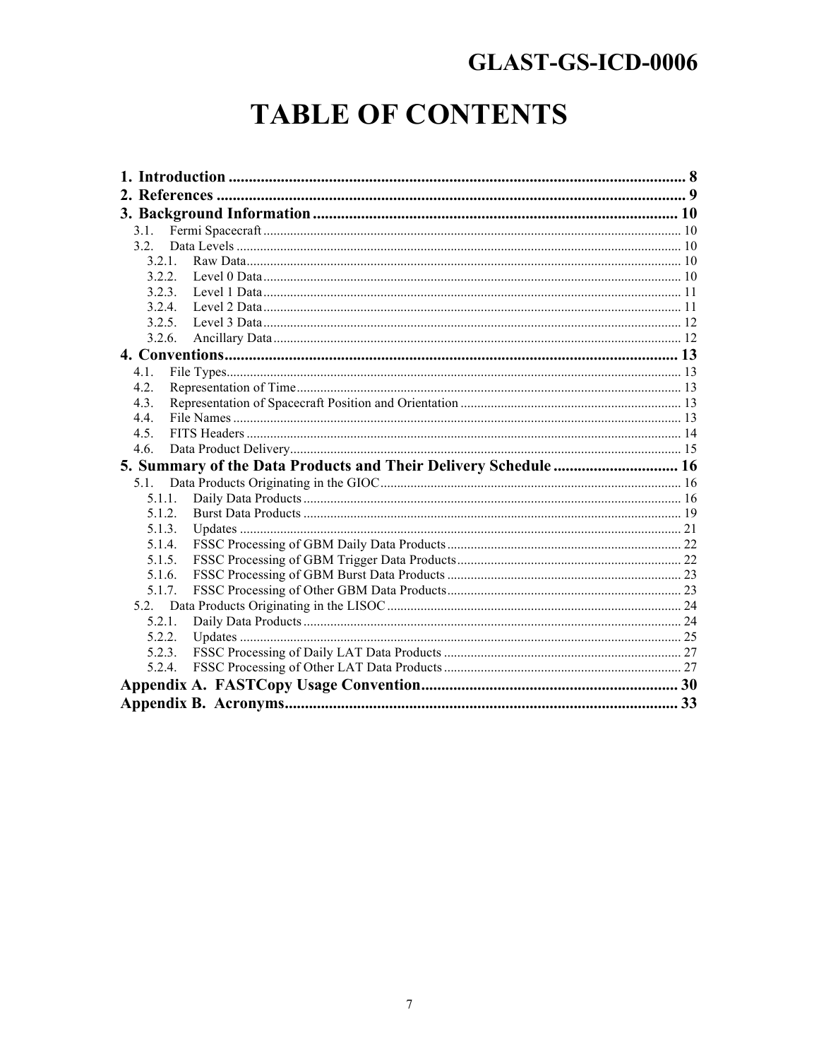# TABLE OF CONTENTS

1. Introduction ........................................................ 8
2. References ........................................................ 9
3. Background Information ........................................................ 10
    - 3.1. Fermi Spacecraft ........................................................ 10
    - 3.2. Data Levels ........................................................ 10
        - 3.2.1. Raw Data ........................................................ 10
        - 3.2.2. Level 0 Data ........................................................ 10
        - 3.2.3. Level 1 Data ........................................................ 11
        - 3.2.4. Level 2 Data ........................................................ 11
        - 3.2.5. Level 3 Data ........................................................ 12
        - 3.2.6. Ancillary Data ........................................................ 12
4. Conventions ........................................................ 13
    - 4.1. File Types ........................................................ 13
    - 4.2. Representation of Time ........................................................ 13
    - 4.3. Representation of Spacecraft Position and Orientation ........................................................ 13
    - 4.4. File Names ........................................................ 13
    - 4.5. FITS Headers ........................................................ 14
    - 4.6. Data Product Delivery ........................................................ 15
5. Summary of the Data Products and Their Delivery Schedule ........................................................ 16
    - 5.1. Data Products Originating in the GIOC ........................................................ 16
        - 5.1.1. Daily Data Products ........................................................ 16
        - 5.1.2. Burst Data Products ........................................................ 19
        - 5.1.3. Updates ........................................................ 21
        - 5.1.4. FSSC Processing of GBM Daily Data Products ........................................................ 22
        - 5.1.5. FSSC Processing of GBM Trigger Data Products ........................................................ 22
        - 5.1.6. FSSC Processing of GBM Burst Data Products ........................................................ 23
        - 5.1.7. FSSC Processing of Other GBM Data Products ........................................................ 23
    - 5.2. Data Products Originating in the LISOC ........................................................ 24
        - 5.2.1. Daily Data Products ........................................................ 24
        - 5.2.2. Updates ........................................................ 25
        - 5.2.3. FSSC Processing of Daily LAT Data Products ........................................................ 27
        - 5.2.4. FSSC Processing of Other LAT Data Products ........................................................ 27

Appendix A. FASTCopy Usage Convention ........................................................ 30

Appendix B. Acronyms ........................................................ 33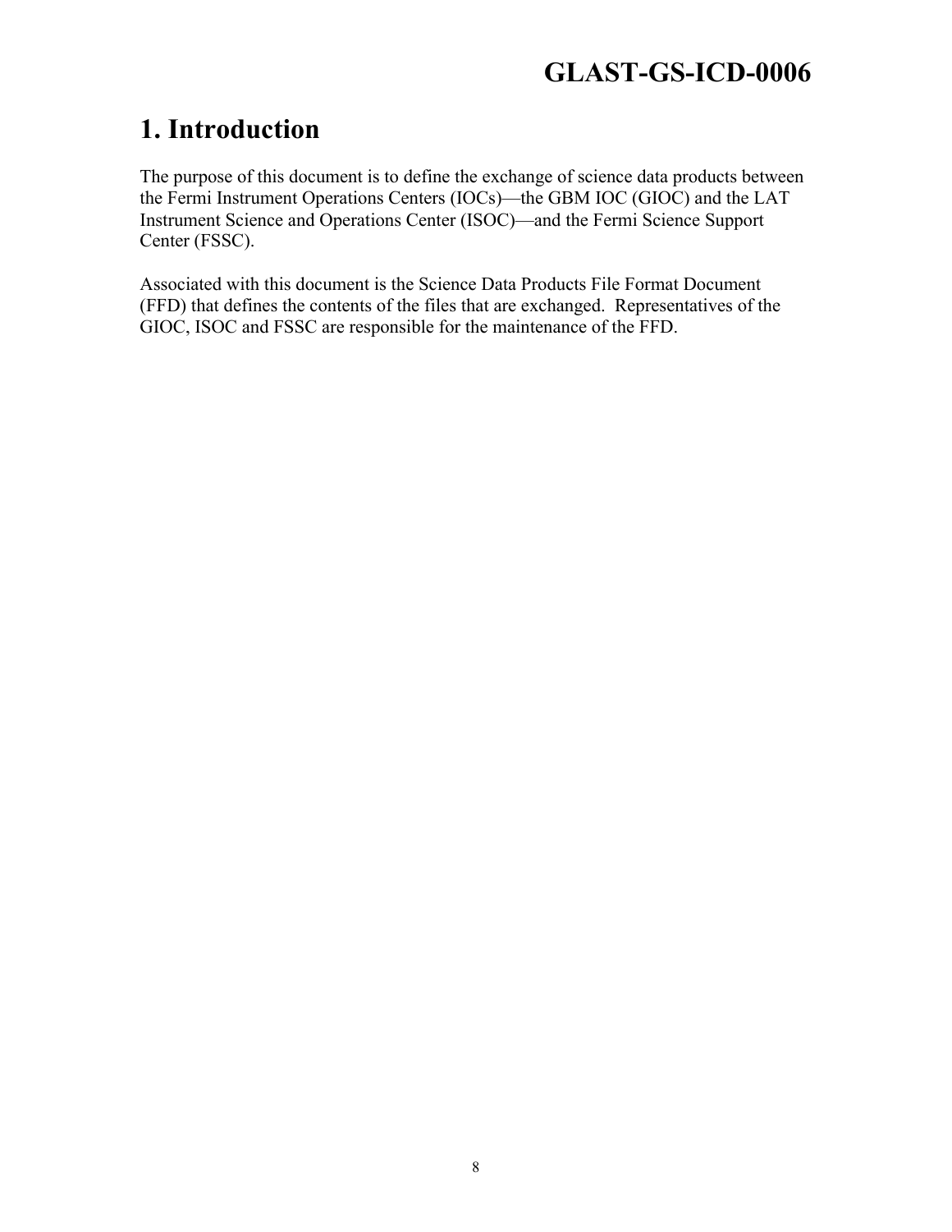# 1. Introduction

The purpose of this document is to define the exchange of science data products between the Fermi Instrument Operations Centers (IOCs)—the GBM IOC (GIOC) and the LAT Instrument Science and Operations Center (ISOC)—and the Fermi Science Support Center (FSSC).

Associated with this document is the Science Data Products File Format Document (FFD) that defines the contents of the files that are exchanged. Representatives of the GIOC, ISOC and FSSC are responsible for the maintenance of the FFD.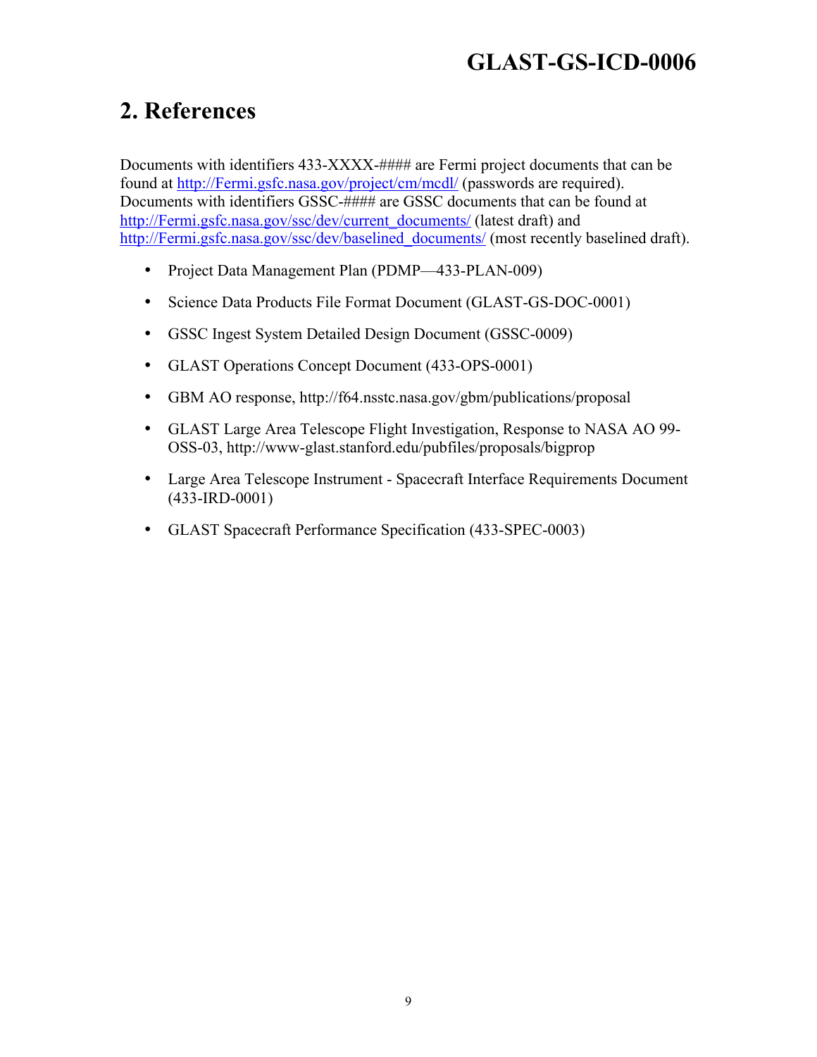## 2. References

Documents with identifiers 433-XXXX-#### are Fermi project documents that can be found at http://Fermi.gsfc.nasa.gov/project/cm/mcdl/ (passwords are required). Documents with identifiers GSSC-#### are GSSC documents that can be found at http://Fermi.gsfc.nasa.gov/ssc/dev/current_documents/ (latest draft) and http://Fermi.gsfc.nasa.gov/ssc/dev/baselined_documents/ (most recently baselined draft).

- Project Data Management Plan (PDMP—433-PLAN-009)
- Science Data Products File Format Document (GLAST-GS-DOC-0001)
- GSSC Ingest System Detailed Design Document (GSSC-0009)
- GLAST Operations Concept Document (433-OPS-0001)
- GBM AO response, http://f64.nsstc.nasa.gov/gbm/publications/proposal
- GLAST Large Area Telescope Flight Investigation, Response to NASA AO 99-OSS-03, http://www-glast.stanford.edu/pubfiles/proposals/bigprop
- Large Area Telescope Instrument - Spacecraft Interface Requirements Document (433-IRD-0001)
- GLAST Spacecraft Performance Specification (433-SPEC-0003)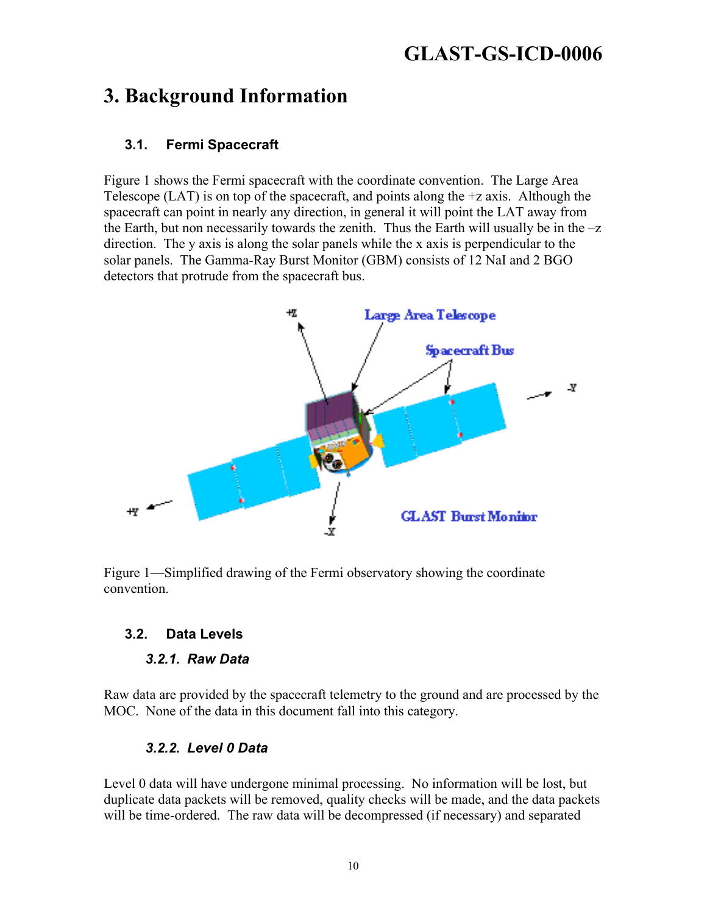# 3. Background Information

## 3.1. Fermi Spacecraft

Figure 1 shows the Fermi spacecraft with the coordinate convention. The Large Area Telescope (LAT) is on top of the spacecraft, and points along the +z axis. Although the spacecraft can point in nearly any direction, in general it will point the LAT away from the Earth, but non necessarily towards the zenith. Thus the Earth will usually be in the –z direction. The y axis is along the solar panels while the x axis is perpendicular to the solar panels. The Gamma-Ray Burst Monitor (GBM) consists of 12 NaI and 2 BGO detectors that protrude from the spacecraft bus.

Figure 1—Simplified drawing of the Fermi observatory showing the coordinate convention.

## 3.2. Data Levels

### 3.2.1. Raw Data

Raw data are provided by the spacecraft telemetry to the ground and are processed by the MOC. None of the data in this document fall into this category.

### 3.2.2. Level 0 Data

Level 0 data will have undergone minimal processing. No information will be lost, but duplicate data packets will be removed, quality checks will be made, and the data packets will be time-ordered. The raw data will be decompressed (if necessary) and separated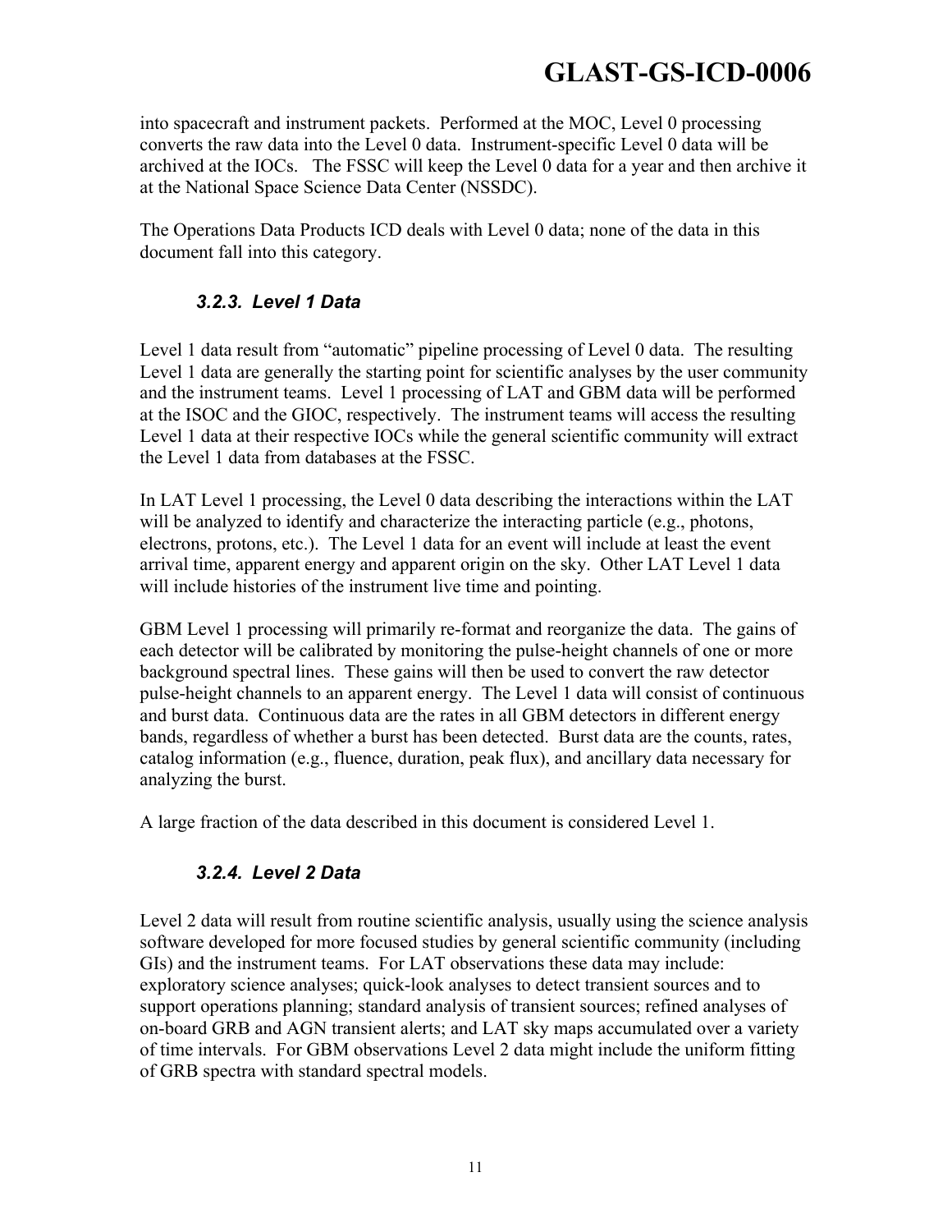into spacecraft and instrument packets. Performed at the MOC, Level 0 processing converts the raw data into the Level 0 data. Instrument-specific Level 0 data will be archived at the IOCs. The FSSC will keep the Level 0 data for a year and then archive it at the National Space Science Data Center (NSSDC).

The Operations Data Products ICD deals with Level 0 data; none of the data in this document fall into this category.

### *3.2.3. Level 1 Data*

Level 1 data result from "automatic" pipeline processing of Level 0 data. The resulting Level 1 data are generally the starting point for scientific analyses by the user community and the instrument teams. Level 1 processing of LAT and GBM data will be performed at the ISOC and the GIOC, respectively. The instrument teams will access the resulting Level 1 data at their respective IOCs while the general scientific community will extract the Level 1 data from databases at the FSSC.

In LAT Level 1 processing, the Level 0 data describing the interactions within the LAT will be analyzed to identify and characterize the interacting particle (e.g., photons, electrons, protons, etc.). The Level 1 data for an event will include at least the event arrival time, apparent energy and apparent origin on the sky. Other LAT Level 1 data will include histories of the instrument live time and pointing.

GBM Level 1 processing will primarily re-format and reorganize the data. The gains of each detector will be calibrated by monitoring the pulse-height channels of one or more background spectral lines. These gains will then be used to convert the raw detector pulse-height channels to an apparent energy. The Level 1 data will consist of continuous and burst data. Continuous data are the rates in all GBM detectors in different energy bands, regardless of whether a burst has been detected. Burst data are the counts, rates, catalog information (e.g., fluence, duration, peak flux), and ancillary data necessary for analyzing the burst.

A large fraction of the data described in this document is considered Level 1.

### *3.2.4. Level 2 Data*

Level 2 data will result from routine scientific analysis, usually using the science analysis software developed for more focused studies by general scientific community (including GIs) and the instrument teams. For LAT observations these data may include: exploratory science analyses; quick-look analyses to detect transient sources and to support operations planning; standard analysis of transient sources; refined analyses of on-board GRB and AGN transient alerts; and LAT sky maps accumulated over a variety of time intervals. For GBM observations Level 2 data might include the uniform fitting of GRB spectra with standard spectral models.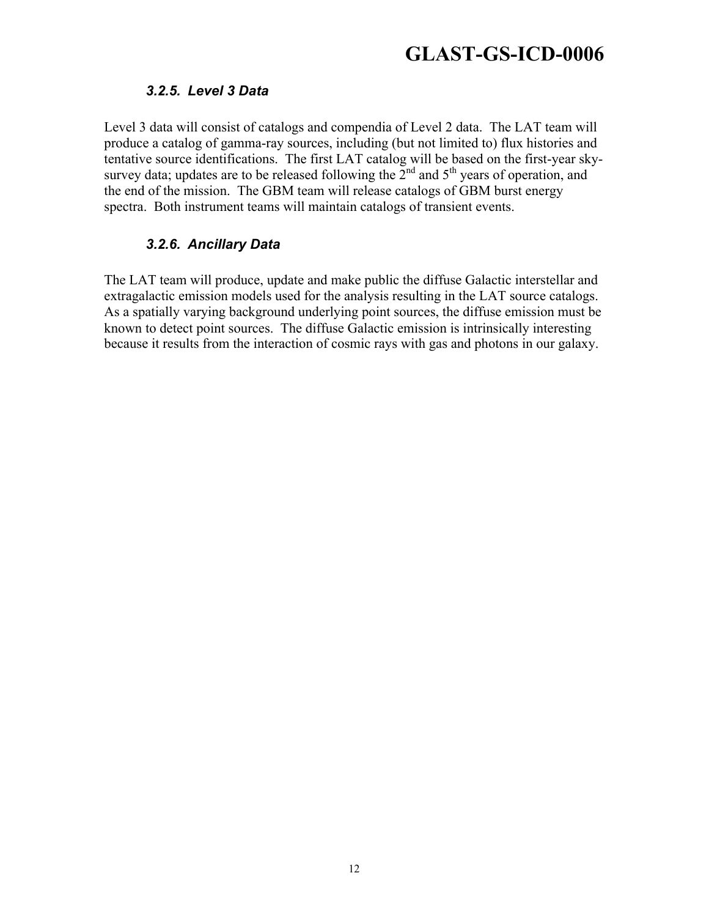### *3.2.5. Level 3 Data*

Level 3 data will consist of catalogs and compendia of Level 2 data. The LAT team will produce a catalog of gamma-ray sources, including (but not limited to) flux histories and tentative source identifications. The first LAT catalog will be based on the first-year sky-survey data; updates are to be released following the 2$^{nd}$ and 5$^{th}$ years of operation, and the end of the mission. The GBM team will release catalogs of GBM burst energy spectra. Both instrument teams will maintain catalogs of transient events.

### *3.2.6. Ancillary Data*

The LAT team will produce, update and make public the diffuse Galactic interstellar and extragalactic emission models used for the analysis resulting in the LAT source catalogs. As a spatially varying background underlying point sources, the diffuse emission must be known to detect point sources. The diffuse Galactic emission is intrinsically interesting because it results from the interaction of cosmic rays with gas and photons in our galaxy.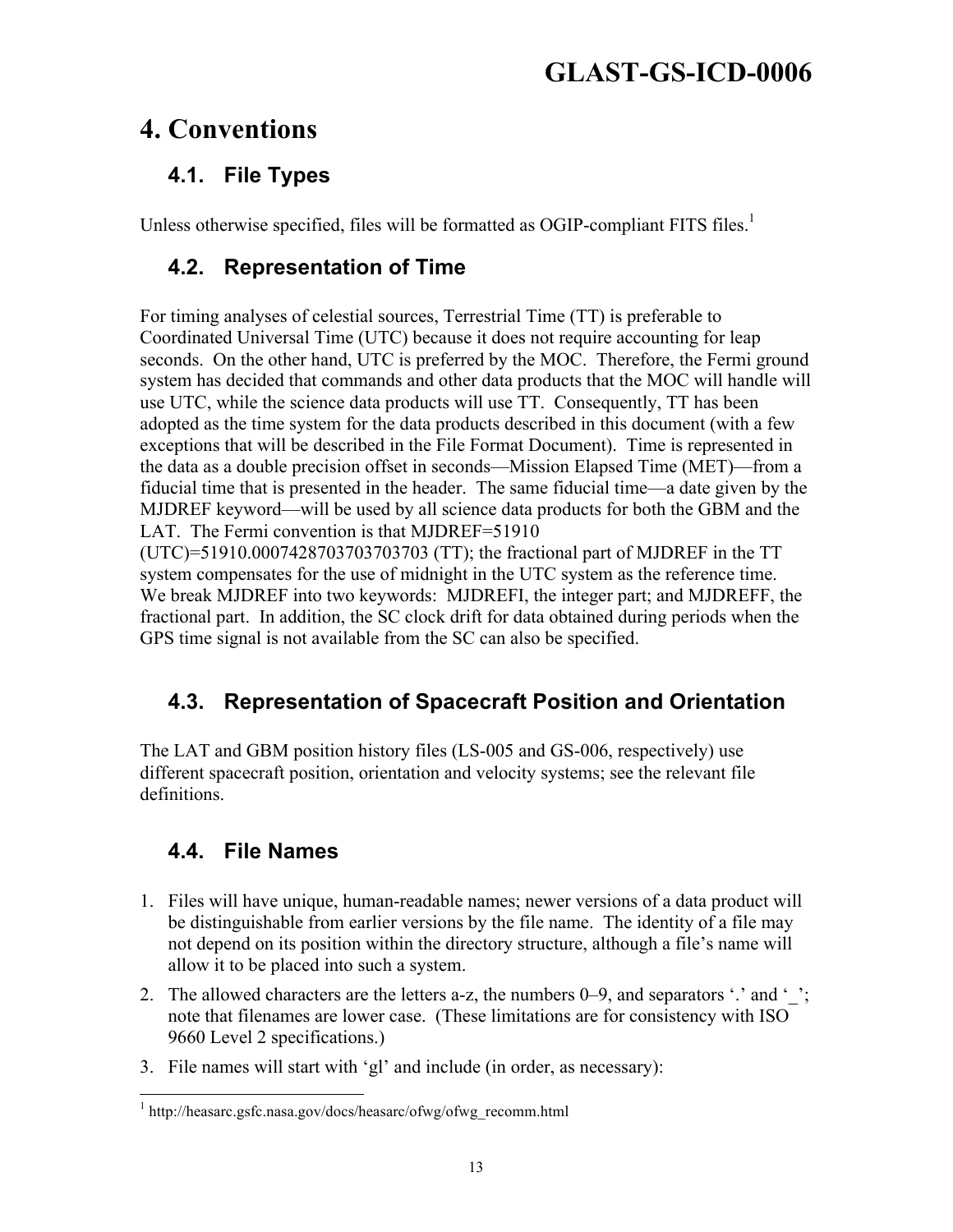# 4. Conventions

## 4.1. File Types

Unless otherwise specified, files will be formatted as OGIP-compliant FITS files.[1]

## 4.2. Representation of Time

For timing analyses of celestial sources, Terrestrial Time (TT) is preferable to Coordinated Universal Time (UTC) because it does not require accounting for leap seconds. On the other hand, UTC is preferred by the MOC. Therefore, the Fermi ground system has decided that commands and other data products that the MOC will handle will use UTC, while the science data products will use TT. Consequently, TT has been adopted as the time system for the data products described in this document (with a few exceptions that will be described in the File Format Document). Time is represented in the data as a double precision offset in seconds—Mission Elapsed Time (MET)—from a fiducial time that is presented in the header. The same fiducial time—a date given by the MJDREF keyword—will be used by all science data products for both the GBM and the LAT. The Fermi convention is that MJDREF=51910 (UTC)=51910.0007428703703703703 (TT); the fractional part of MJDREF in the TT system compensates for the use of midnight in the UTC system as the reference time. We break MJDREF into two keywords: MJDREFI, the integer part; and MJDREFF, the fractional part. In addition, the SC clock drift for data obtained during periods when the GPS time signal is not available from the SC can also be specified.

## 4.3. Representation of Spacecraft Position and Orientation

The LAT and GBM position history files (LS-005 and GS-006, respectively) use different spacecraft position, orientation and velocity systems; see the relevant file definitions.

## 4.4. File Names

1. Files will have unique, human-readable names; newer versions of a data product will be distinguishable from earlier versions by the file name. The identity of a file may not depend on its position within the directory structure, although a file's name will allow it to be placed into such a system.
2. The allowed characters are the letters a-z, the numbers 0–9, and separators '.' and '_'; note that filenames are lower case. (These limitations are for consistency with ISO 9660 Level 2 specifications.)
3. File names will start with 'gl' and include (in order, as necessary):

[1] http://heasarc.gsfc.nasa.gov/docs/heasarc/ofwg/ofwg_recomm.html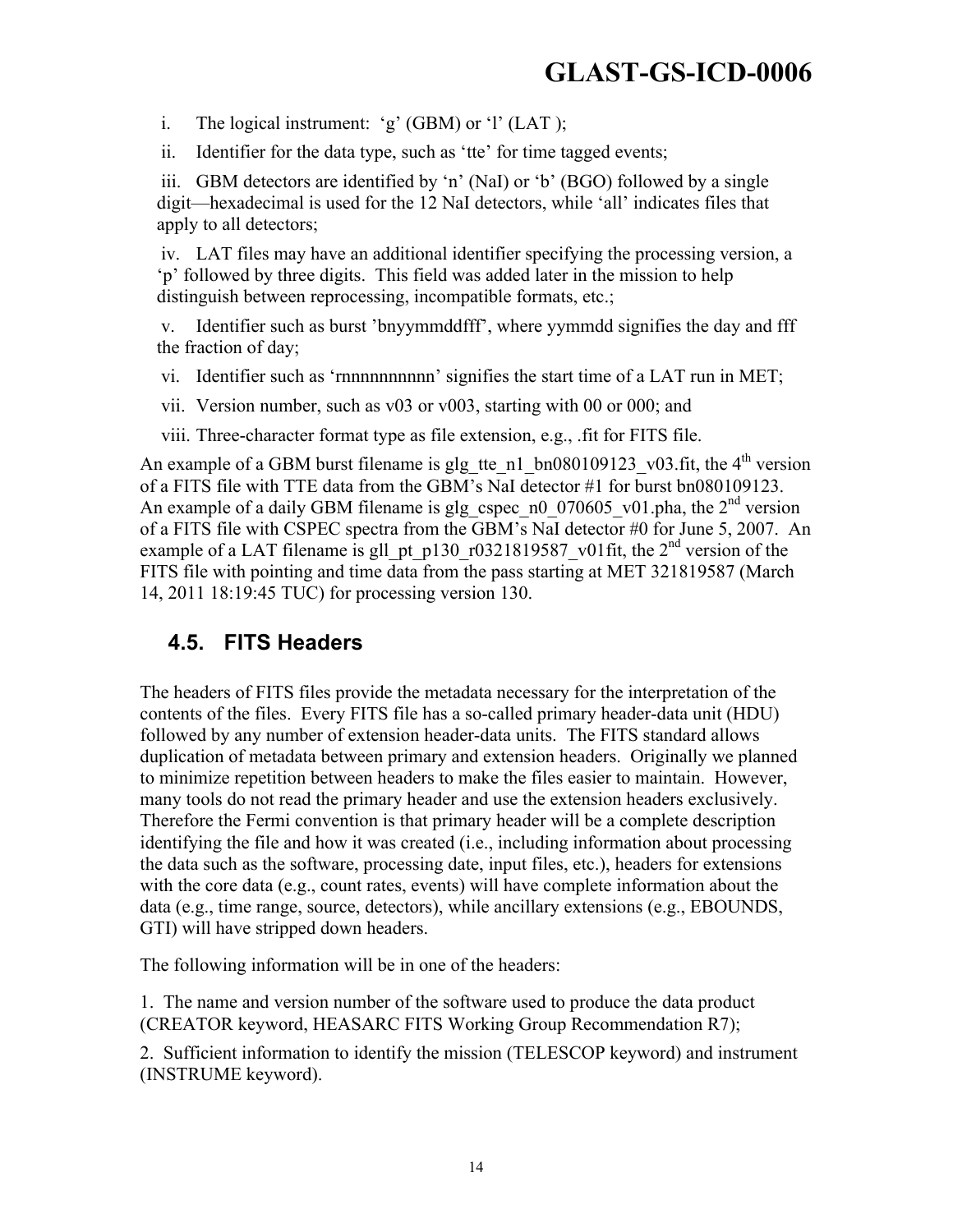i. The logical instrument: ‘g’ (GBM) or ‘l’ (LAT );

ii. Identifier for the data type, such as ‘tte’ for time tagged events;

iii. GBM detectors are identified by ‘n’ (NaI) or ‘b’ (BGO) followed by a single digit—hexadecimal is used for the 12 NaI detectors, while ‘all’ indicates files that apply to all detectors;

iv. LAT files may have an additional identifier specifying the processing version, a ‘p’ followed by three digits. This field was added later in the mission to help distinguish between reprocessing, incompatible formats, etc.;

v. Identifier such as burst ’bnyymmddfff’, where yymmdd signifies the day and fff the fraction of day;

vi. Identifier such as ‘rnnnnnnnnnn’ signifies the start time of a LAT run in MET;

vii. Version number, such as v03 or v003, starting with 00 or 000; and

viii. Three-character format type as file extension, e.g., .fit for FITS file.

An example of a GBM burst filename is glg_tte_n1_bn080109123_v03.fit, the 4th version of a FITS file with TTE data from the GBM’s NaI detector #1 for burst bn080109123. An example of a daily GBM filename is glg_cspec_n0_070605_v01.pha, the 2nd version of a FITS file with CSPEC spectra from the GBM’s NaI detector #0 for June 5, 2007. An example of a LAT filename is gll_pt_p130_r0321819587_v01fit, the 2nd version of the FITS file with pointing and time data from the pass starting at MET 321819587 (March 14, 2011 18:19:45 TUC) for processing version 130.

## 4.5. FITS Headers

The headers of FITS files provide the metadata necessary for the interpretation of the contents of the files. Every FITS file has a so-called primary header-data unit (HDU) followed by any number of extension header-data units. The FITS standard allows duplication of metadata between primary and extension headers. Originally we planned to minimize repetition between headers to make the files easier to maintain. However, many tools do not read the primary header and use the extension headers exclusively. Therefore the Fermi convention is that primary header will be a complete description identifying the file and how it was created (i.e., including information about processing the data such as the software, processing date, input files, etc.), headers for extensions with the core data (e.g., count rates, events) will have complete information about the data (e.g., time range, source, detectors), while ancillary extensions (e.g., EBOUNDS, GTI) will have stripped down headers.

The following information will be in one of the headers:

1. The name and version number of the software used to produce the data product (CREATOR keyword, HEASARC FITS Working Group Recommendation R7);

2. Sufficient information to identify the mission (TELESCOP keyword) and instrument (INSTRUME keyword).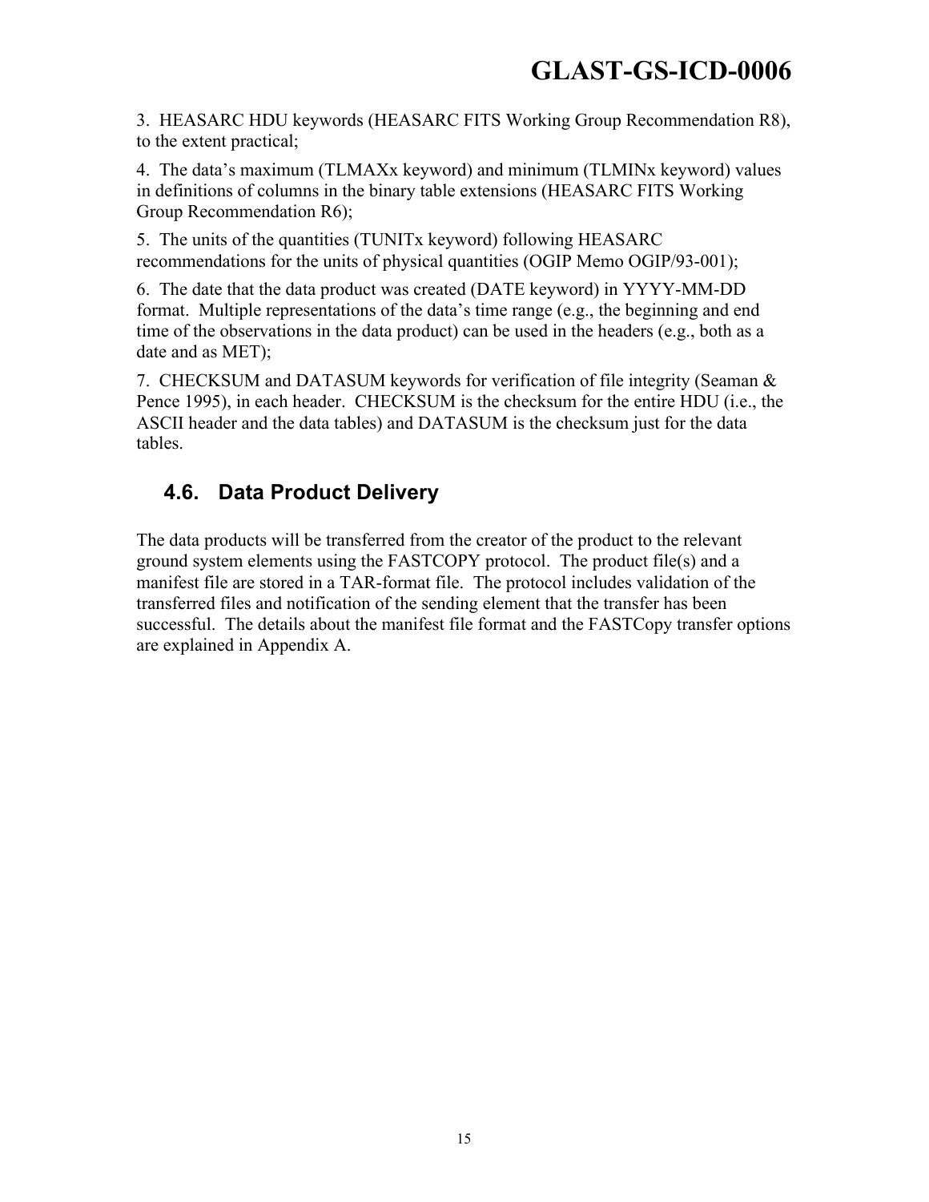3. HEASARC HDU keywords (HEASARC FITS Working Group Recommendation R8), to the extent practical;

4. The data's maximum (TLMAXx keyword) and minimum (TLMINx keyword) values in definitions of columns in the binary table extensions (HEASARC FITS Working Group Recommendation R6);

5. The units of the quantities (TUNITx keyword) following HEASARC recommendations for the units of physical quantities (OGIP Memo OGIP/93-001);

6. The date that the data product was created (DATE keyword) in YYYY-MM-DD format. Multiple representations of the data's time range (e.g., the beginning and end time of the observations in the data product) can be used in the headers (e.g., both as a date and as MET);

7. CHECKSUM and DATASUM keywords for verification of file integrity (Seaman & Pence 1995), in each header. CHECKSUM is the checksum for the entire HDU (i.e., the ASCII header and the data tables) and DATASUM is the checksum just for the data tables.

## 4.6. Data Product Delivery

The data products will be transferred from the creator of the product to the relevant ground system elements using the FASTCOPY protocol. The product file(s) and a manifest file are stored in a TAR-format file. The protocol includes validation of the transferred files and notification of the sending element that the transfer has been successful. The details about the manifest file format and the FASTCopy transfer options are explained in Appendix A.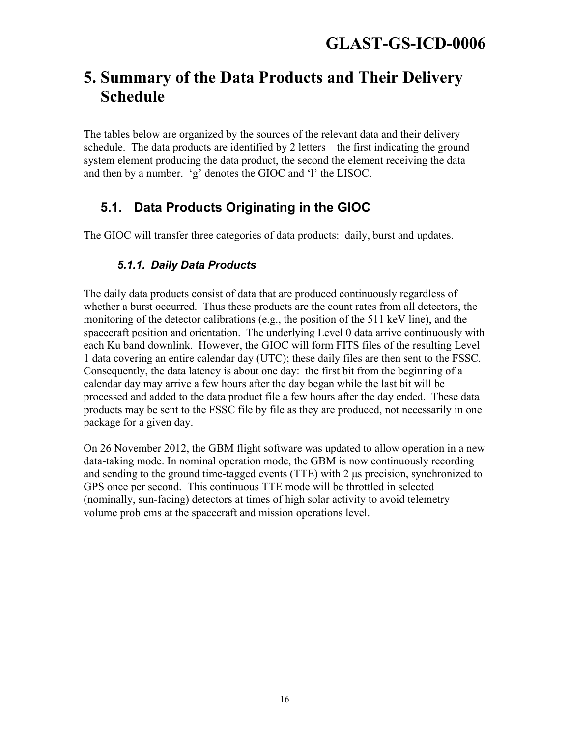# 5. Summary of the Data Products and Their Delivery Schedule

The tables below are organized by the sources of the relevant data and their delivery schedule. The data products are identified by 2 letters—the first indicating the ground system element producing the data product, the second the element receiving the data—and then by a number. 'g' denotes the GIOC and 'l' the LISOC.

## 5.1. Data Products Originating in the GIOC

The GIOC will transfer three categories of data products: daily, burst and updates.

### *5.1.1. Daily Data Products*

The daily data products consist of data that are produced continuously regardless of whether a burst occurred. Thus these products are the count rates from all detectors, the monitoring of the detector calibrations (e.g., the position of the 511 keV line), and the spacecraft position and orientation. The underlying Level 0 data arrive continuously with each Ku band downlink. However, the GIOC will form FITS files of the resulting Level 1 data covering an entire calendar day (UTC); these daily files are then sent to the FSSC. Consequently, the data latency is about one day: the first bit from the beginning of a calendar day may arrive a few hours after the day began while the last bit will be processed and added to the data product file a few hours after the day ended. These data products may be sent to the FSSC file by file as they are produced, not necessarily in one package for a given day.

On 26 November 2012, the GBM flight software was updated to allow operation in a new data-taking mode. In nominal operation mode, the GBM is now continuously recording and sending to the ground time-tagged events (TTE) with 2 μs precision, synchronized to GPS once per second. This continuous TTE mode will be throttled in selected (nominally, sun-facing) detectors at times of high solar activity to avoid telemetry volume problems at the spacecraft and mission operations level.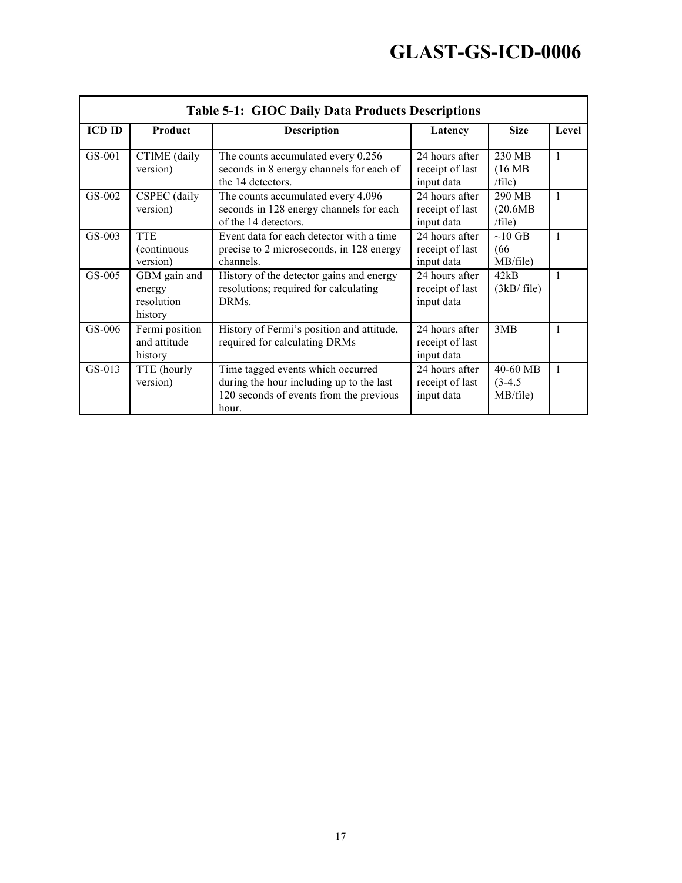**Table 5-1: GIOC Daily Data Products Descriptions**

| ICD ID | Product | Description | Latency | Size | Level |
|---|---|---|---|---|---|
| GS-001 | CTIME (daily version) | The counts accumulated every 0.256 seconds in 8 energy channels for each of the 14 detectors. | 24 hours after receipt of last input data | 230 MB (16 MB /file) | 1 |
| GS-002 | CSPEC (daily version) | The counts accumulated every 4.096 seconds in 128 energy channels for each of the 14 detectors. | 24 hours after receipt of last input data | 290 MB (20.6MB /file) | 1 |
| GS-003 | TTE (continuous version) | Event data for each detector with a time precise to 2 microseconds, in 128 energy channels. | 24 hours after receipt of last input data | ~10 GB (66 MB/file) | 1 |
| GS-005 | GBM gain and energy resolution history | History of the detector gains and energy resolutions; required for calculating DRMs. | 24 hours after receipt of last input data | 42kB (3kB/ file) | 1 |
| GS-006 | Fermi position and attitude history | History of Fermi's position and attitude, required for calculating DRMs | 24 hours after receipt of last input data | 3MB | 1 |
| GS-013 | TTE (hourly version) | Time tagged events which occurred during the hour including up to the last 120 seconds of events from the previous hour. | 24 hours after receipt of last input data | 40-60 MB (3-4.5 MB/file) | 1 |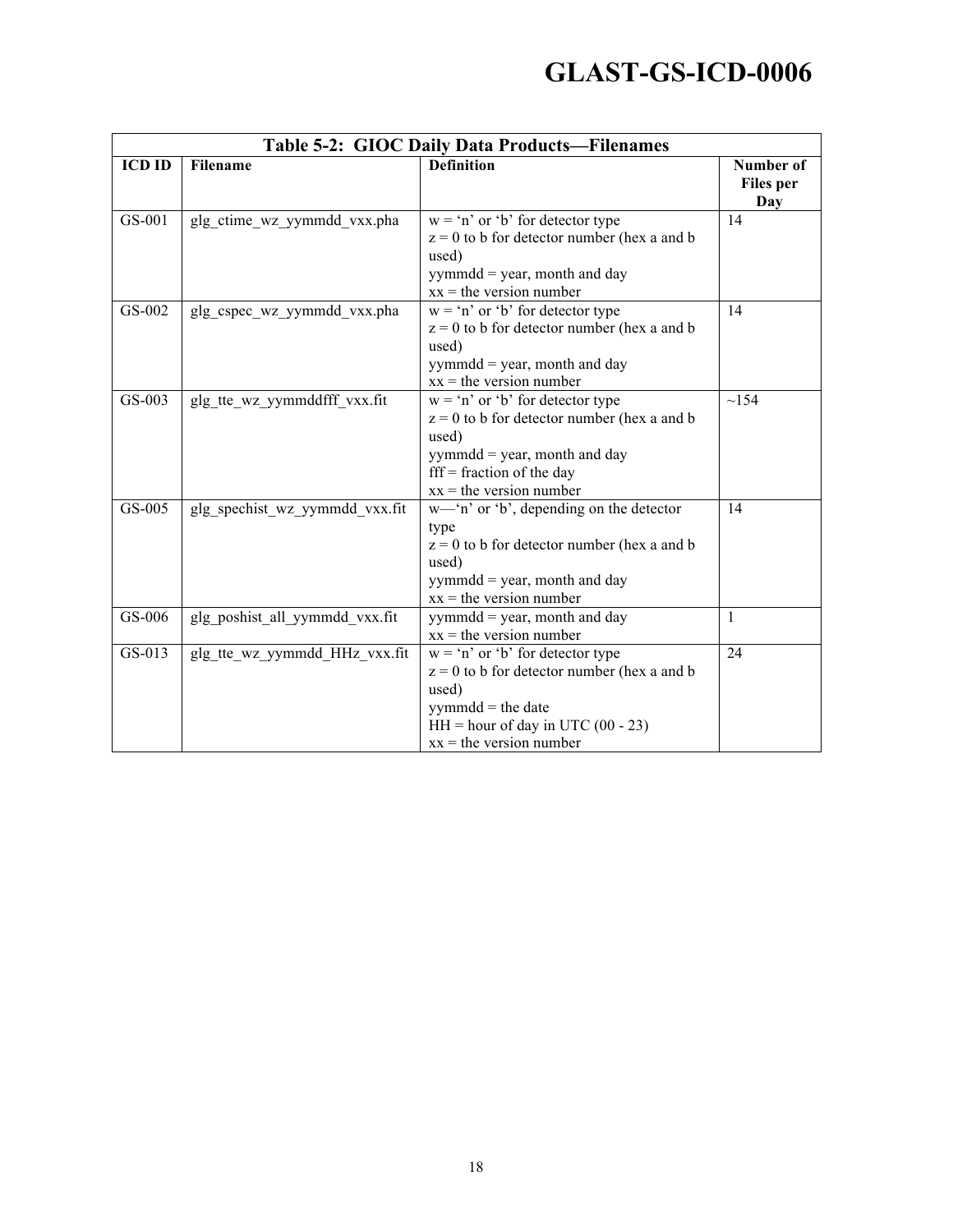**Table 5-2: GIOC Daily Data Products—Filenames**

| ICD ID | Filename | Definition | Number of Files per Day |
|---|---|---|---|
| GS-001 | glg_ctime_wz_yymmdd_vxx.pha | w = 'n' or 'b' for detector type<br>z = 0 to b for detector number (hex a and b used)<br>yymmdd = year, month and day<br>xx = the version number | 14 |
| GS-002 | glg_cspec_wz_yymmdd_vxx.pha | w = 'n' or 'b' for detector type<br>z = 0 to b for detector number (hex a and b used)<br>yymmdd = year, month and day<br>xx = the version number | 14 |
| GS-003 | glg_tte_wz_yymmddfff_vxx.fit | w = 'n' or 'b' for detector type<br>z = 0 to b for detector number (hex a and b used)<br>yymmdd = year, month and day<br>fff = fraction of the day<br>xx = the version number | ~154 |
| GS-005 | glg_spechist_wz_yymmdd_vxx.fit | w—'n' or 'b', depending on the detector type<br>z = 0 to b for detector number (hex a and b used)<br>yymmdd = year, month and day<br>xx = the version number | 14 |
| GS-006 | glg_poshist_all_yymmdd_vxx.fit | yymmdd = year, month and day<br>xx = the version number | 1 |
| GS-013 | glg_tte_wz_yymmdd_HHz_vxx.fit | w = 'n' or 'b' for detector type<br>z = 0 to b for detector number (hex a and b used)<br>yymmdd = the date<br>HH = hour of day in UTC (00 - 23)<br>xx = the version number | 24 |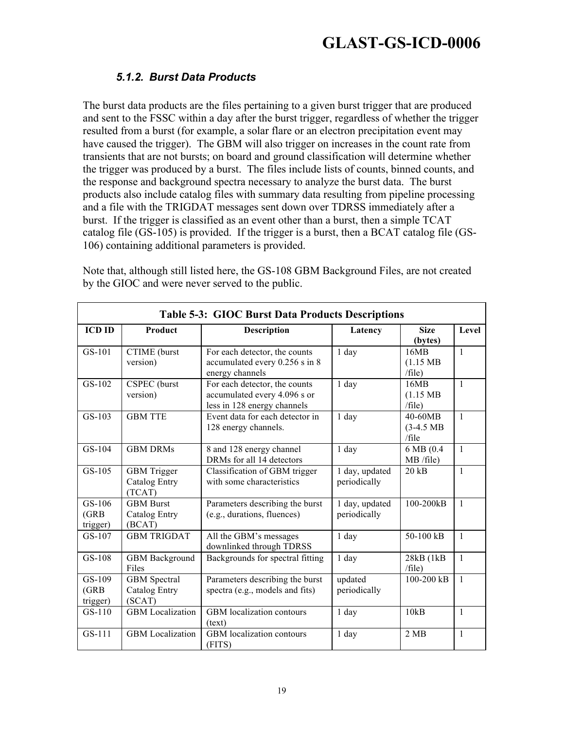#### 5.1.2. Burst Data Products

The burst data products are the files pertaining to a given burst trigger that are produced and sent to the FSSC within a day after the burst trigger, regardless of whether the trigger resulted from a burst (for example, a solar flare or an electron precipitation event may have caused the trigger). The GBM will also trigger on increases in the count rate from transients that are not bursts; on board and ground classification will determine whether the trigger was produced by a burst. The files include lists of counts, binned counts, and the response and background spectra necessary to analyze the burst data. The burst products also include catalog files with summary data resulting from pipeline processing and a file with the TRIGDAT messages sent down over TDRSS immediately after a burst. If the trigger is classified as an event other than a burst, then a simple TCAT catalog file (GS-105) is provided. If the trigger is a burst, then a BCAT catalog file (GS-106) containing additional parameters is provided.

Note that, although still listed here, the GS-108 GBM Background Files, are not created by the GIOC and were never served to the public.

**Table 5-3: GIOC Burst Data Products Descriptions**

| ICD ID | Product | Description | Latency | Size (bytes) | Level |
|---|---|---|---|---|---|
| GS-101 | CTIME (burst version) | For each detector, the counts accumulated every 0.256 s in 8 energy channels | 1 day | 16MB (1.15 MB /file) | 1 |
| GS-102 | CSPEC (burst version) | For each detector, the counts accumulated every 4.096 s or less in 128 energy channels | 1 day | 16MB (1.15 MB /file) | 1 |
| GS-103 | GBM TTE | Event data for each detector in 128 energy channels. | 1 day | 40-60MB (3-4.5 MB /file | 1 |
| GS-104 | GBM DRMs | 8 and 128 energy channel DRMs for all 14 detectors | 1 day | 6 MB (0.4 MB /file) | 1 |
| GS-105 | GBM Trigger Catalog Entry (TCAT) | Classification of GBM trigger with some characteristics | 1 day, updated periodically | 20 kB | 1 |
| GS-106 (GRB trigger) | GBM Burst Catalog Entry (BCAT) | Parameters describing the burst (e.g., durations, fluences) | 1 day, updated periodically | 100-200kB | 1 |
| GS-107 | GBM TRIGDAT | All the GBM's messages downlinked through TDRSS | 1 day | 50-100 kB | 1 |
| GS-108 | GBM Background Files | Backgrounds for spectral fitting | 1 day | 28kB (1kB /file) | 1 |
| GS-109 (GRB trigger) | GBM Spectral Catalog Entry (SCAT) | Parameters describing the burst spectra (e.g., models and fits) | updated periodically | 100-200 kB | 1 |
| GS-110 | GBM Localization | GBM localization contours (text) | 1 day | 10kB | 1 |
| GS-111 | GBM Localization | GBM localization contours (FITS) | 1 day | 2 MB | 1 |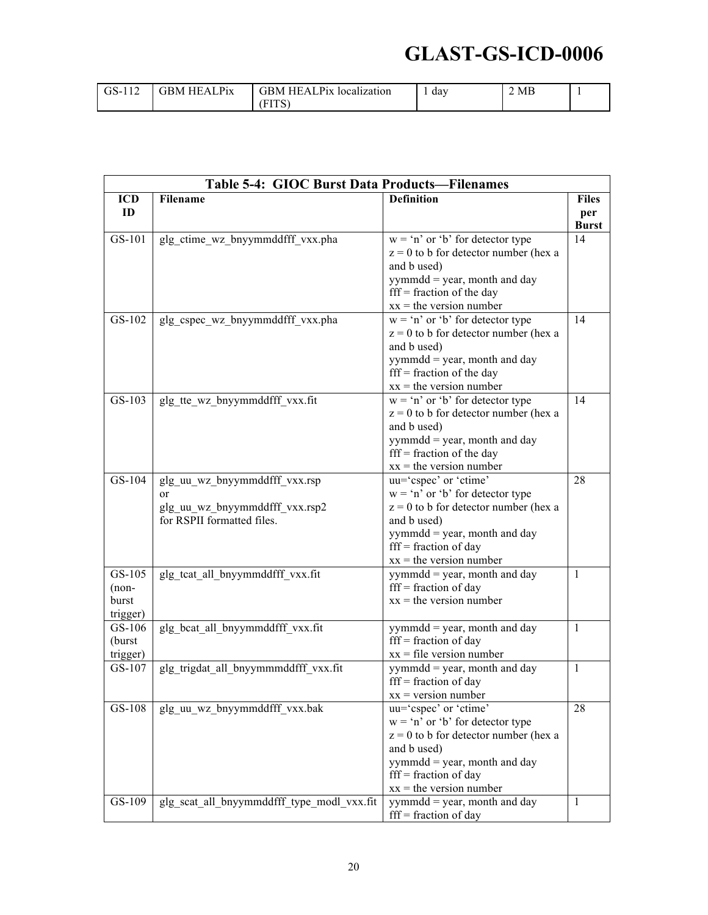| GS-112 | GBM HEALPix | GBM HEALPix localization (FITS) | 1 day | 2 MB | 1 |
|---|---|---|---|---|---|

| Table 5-4: GIOC Burst Data Products—Filenames | | | |
|---|---|---|---|
| **ICD ID** | **Filename** | **Definition** | **Files per Burst** |
| GS-101 | glg_ctime_wz_bnyymmddfff_vxx.pha | w = 'n' or 'b' for detector type<br>z = 0 to b for detector number (hex a and b used)<br>yymmdd = year, month and day<br>fff = fraction of the day<br>xx = the version number | 14 |
| GS-102 | glg_cspec_wz_bnyymmddfff_vxx.pha | w = 'n' or 'b' for detector type<br>z = 0 to b for detector number (hex a and b used)<br>yymmdd = year, month and day<br>fff = fraction of the day<br>xx = the version number | 14 |
| GS-103 | glg_tte_wz_bnyymmddfff_vxx.fit | w = 'n' or 'b' for detector type<br>z = 0 to b for detector number (hex a and b used)<br>yymmdd = year, month and day<br>fff = fraction of the day<br>xx = the version number | 14 |
| GS-104 | glg_uu_wz_bnyymmddfff_vxx.rsp<br>or<br>glg_uu_wz_bnyymmddfff_vxx.rsp2<br>for RSPII formatted files. | uu='cspec' or 'ctime'<br>w = 'n' or 'b' for detector type<br>z = 0 to b for detector number (hex a and b used)<br>yymmdd = year, month and day<br>fff = fraction of day<br>xx = the version number | 28 |
| GS-105 (non-burst trigger) | glg_tcat_all_bnyymmddfff_vxx.fit | yymmdd = year, month and day<br>fff = fraction of day<br>xx = the version number | 1 |
| GS-106 (burst trigger) | glg_bcat_all_bnyymmddfff_vxx.fit | yymmdd = year, month and day<br>fff = fraction of day<br>xx = file version number | 1 |
| GS-107 | glg_trigdat_all_bnyymmmddfff_vxx.fit | yymmdd = year, month and day<br>fff = fraction of day<br>xx = version number | 1 |
| GS-108 | glg_uu_wz_bnyymmddfff_vxx.bak | uu='cspec' or 'ctime'<br>w = 'n' or 'b' for detector type<br>z = 0 to b for detector number (hex a and b used)<br>yymmdd = year, month and day<br>fff = fraction of day<br>xx = the version number | 28 |
| GS-109 | glg_scat_all_bnyymmddfff_type_modl_vxx.fit | yymmdd = year, month and day<br>fff = fraction of day | 1 |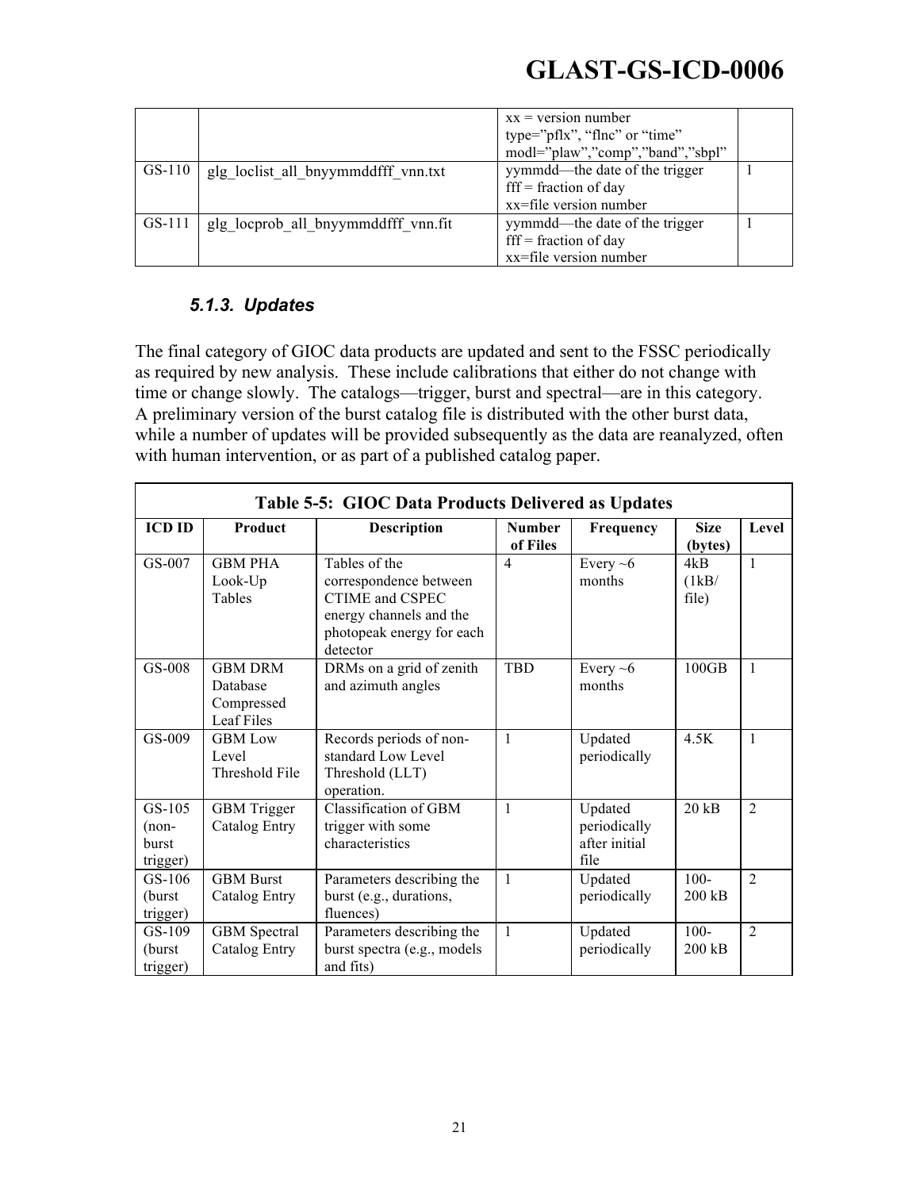| | | xx = version number<br>type="pflx", "flnc" or "time"<br>modl="plaw","comp","band","sbpl" | |
|---|---|---|---|
| GS-110 | glg_loclist_all_bnyymmddfff_vnn.txt | yymmdd—the date of the trigger<br>fff = fraction of day<br>xx=file version number | 1 |
| GS-111 | glg_locprob_all_bnyymmddfff_vnn.fit | yymmdd—the date of the trigger<br>fff = fraction of day<br>xx=file version number | 1 |

### *5.1.3. Updates*

The final category of GIOC data products are updated and sent to the FSSC periodically as required by new analysis. These include calibrations that either do not change with time or change slowly. The catalogs—trigger, burst and spectral—are in this category. A preliminary version of the burst catalog file is distributed with the other burst data, while a number of updates will be provided subsequently as the data are reanalyzed, often with human intervention, or as part of a published catalog paper.

**Table 5-5: GIOC Data Products Delivered as Updates**

| ICD ID | Product | Description | Number of Files | Frequency | Size (bytes) | Level |
|---|---|---|---|---|---|---|
| GS-007 | GBM PHA Look-Up Tables | Tables of the correspondence between CTIME and CSPEC energy channels and the photopeak energy for each detector | 4 | Every ~6 months | 4kB (1kB/ file) | 1 |
| GS-008 | GBM DRM Database Compressed Leaf Files | DRMs on a grid of zenith and azimuth angles | TBD | Every ~6 months | 100GB | 1 |
| GS-009 | GBM Low Level Threshold File | Records periods of non-standard Low Level Threshold (LLT) operation. | 1 | Updated periodically | 4.5K | 1 |
| GS-105 (non-burst trigger) | GBM Trigger Catalog Entry | Classification of GBM trigger with some characteristics | 1 | Updated periodically after initial file | 20 kB | 2 |
| GS-106 (burst trigger) | GBM Burst Catalog Entry | Parameters describing the burst (e.g., durations, fluences) | 1 | Updated periodically | 100-200 kB | 2 |
| GS-109 (burst trigger) | GBM Spectral Catalog Entry | Parameters describing the burst spectra (e.g., models and fits) | 1 | Updated periodically | 100-200 kB | 2 |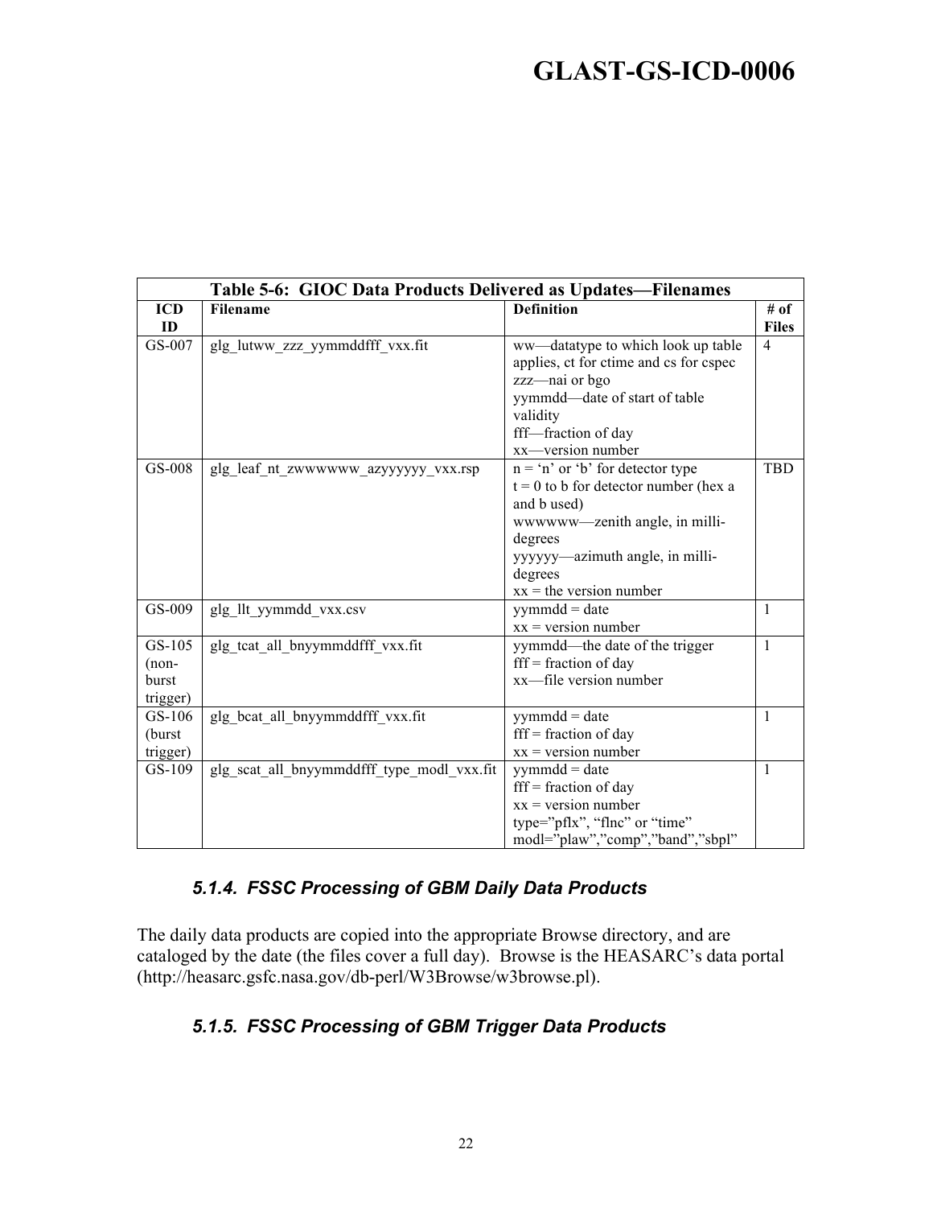| Table 5-6: GIOC Data Products Delivered as Updates—Filenames | | | |
|---|---|---|---|
| **ICD ID** | **Filename** | **Definition** | **# of Files** |
| GS-007 | glg_lutww_zzz_yymmddfff_vxx.fit | ww—datatype to which look up table applies, ct for ctime and cs for cspec<br>zzz—nai or bgo<br>yymmdd—date of start of table validity<br>fff—fraction of day<br>xx—version number | 4 |
| GS-008 | glg_leaf_nt_zwwwwww_azyyyyyy_vxx.rsp | n = 'n' or 'b' for detector type<br>t = 0 to b for detector number (hex a and b used)<br>wwwwww—zenith angle, in milli-degrees<br>yyyyyy—azimuth angle, in milli-degrees<br>xx = the version number | TBD |
| GS-009 | glg_llt_yymmdd_vxx.csv | yymmdd = date<br>xx = version number | 1 |
| GS-105 (non-burst trigger) | glg_tcat_all_bnyymmddfff_vxx.fit | yymmdd—the date of the trigger<br>fff = fraction of day<br>xx—file version number | 1 |
| GS-106 (burst trigger) | glg_bcat_all_bnyymmddfff_vxx.fit | yymmdd = date<br>fff = fraction of day<br>xx = version number | 1 |
| GS-109 | glg_scat_all_bnyymmddfff_type_modl_vxx.fit | yymmdd = date<br>fff = fraction of day<br>xx = version number<br>type="pflx", "flnc" or "time"<br>modl="plaw","comp","band","sbpl" | 1 |

### *5.1.4. FSSC Processing of GBM Daily Data Products*

The daily data products are copied into the appropriate Browse directory, and are cataloged by the date (the files cover a full day). Browse is the HEASARC's data portal (http://heasarc.gsfc.nasa.gov/db-perl/W3Browse/w3browse.pl).

### *5.1.5. FSSC Processing of GBM Trigger Data Products*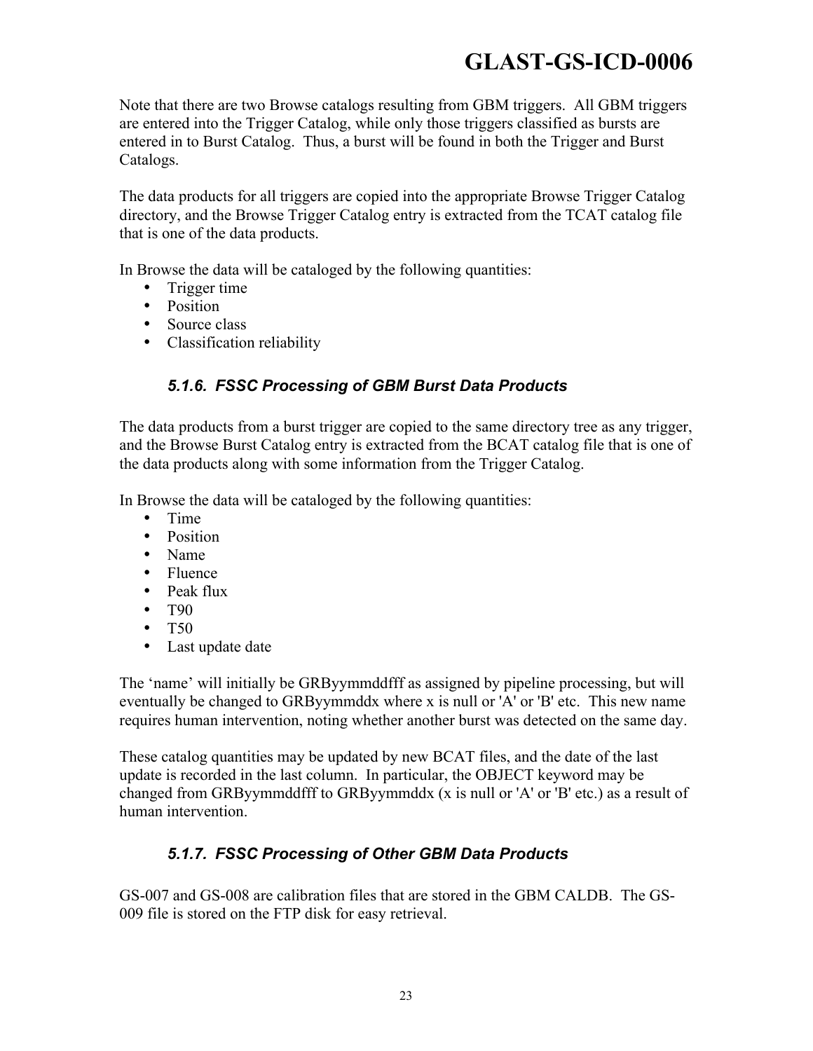Note that there are two Browse catalogs resulting from GBM triggers. All GBM triggers are entered into the Trigger Catalog, while only those triggers classified as bursts are entered in to Burst Catalog. Thus, a burst will be found in both the Trigger and Burst Catalogs.

The data products for all triggers are copied into the appropriate Browse Trigger Catalog directory, and the Browse Trigger Catalog entry is extracted from the TCAT catalog file that is one of the data products.

In Browse the data will be cataloged by the following quantities:

- Trigger time
- Position
- Source class
- Classification reliability

### *5.1.6. FSSC Processing of GBM Burst Data Products*

The data products from a burst trigger are copied to the same directory tree as any trigger, and the Browse Burst Catalog entry is extracted from the BCAT catalog file that is one of the data products along with some information from the Trigger Catalog.

In Browse the data will be cataloged by the following quantities:

- Time
- Position
- Name
- Fluence
- Peak flux
- T90
- T50
- Last update date

The 'name' will initially be GRByymmddfff as assigned by pipeline processing, but will eventually be changed to GRByymmddx where x is null or 'A' or 'B' etc. This new name requires human intervention, noting whether another burst was detected on the same day.

These catalog quantities may be updated by new BCAT files, and the date of the last update is recorded in the last column. In particular, the OBJECT keyword may be changed from GRByymmddfff to GRByymmddx (x is null or 'A' or 'B' etc.) as a result of human intervention.

### *5.1.7. FSSC Processing of Other GBM Data Products*

GS-007 and GS-008 are calibration files that are stored in the GBM CALDB. The GS-009 file is stored on the FTP disk for easy retrieval.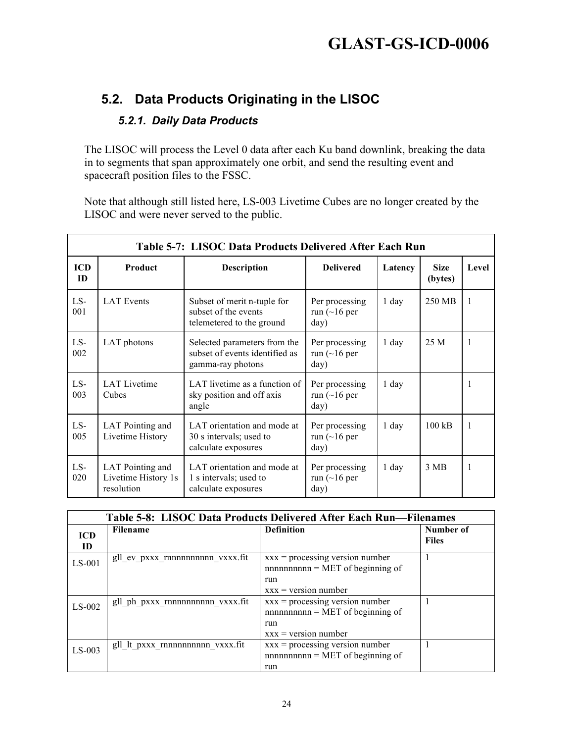## 5.2. Data Products Originating in the LISOC

### *5.2.1. Daily Data Products*

The LISOC will process the Level 0 data after each Ku band downlink, breaking the data in to segments that span approximately one orbit, and send the resulting event and spacecraft position files to the FSSC.

Note that although still listed here, LS-003 Livetime Cubes are no longer created by the LISOC and were never served to the public.

**Table 5-7: LISOC Data Products Delivered After Each Run**

| ICD ID | Product | Description | Delivered | Latency | Size (bytes) | Level |
|---|---|---|---|---|---|---|
| LS-001 | LAT Events | Subset of merit n-tuple for subset of the events telemetered to the ground | Per processing run (~16 per day) | 1 day | 250 MB | 1 |
| LS-002 | LAT photons | Selected parameters from the subset of events identified as gamma-ray photons | Per processing run (~16 per day) | 1 day | 25 M | 1 |
| LS-003 | LAT Livetime Cubes | LAT livetime as a function of sky position and off axis angle | Per processing run (~16 per day) | 1 day | | 1 |
| LS-005 | LAT Pointing and Livetime History | LAT orientation and mode at 30 s intervals; used to calculate exposures | Per processing run (~16 per day) | 1 day | 100 kB | 1 |
| LS-020 | LAT Pointing and Livetime History 1s resolution | LAT orientation and mode at 1 s intervals; used to calculate exposures | Per processing run (~16 per day) | 1 day | 3 MB | 1 |

**Table 5-8: LISOC Data Products Delivered After Each Run—Filenames**

| ICD ID | Filename | Definition | Number of Files |
|---|---|---|---|
| LS-001 | gll_ev_pxxx_rnnnnnnnnnn_vxxx.fit | xxx = processing version number<br>nnnnnnnnnn = MET of beginning of run<br>xxx = version number | 1 |
| LS-002 | gll_ph_pxxx_rnnnnnnnnnn_vxxx.fit | xxx = processing version number<br>nnnnnnnnnn = MET of beginning of run<br>xxx = version number | 1 |
| LS-003 | gll_lt_pxxx_rnnnnnnnnnn_vxxx.fit | xxx = processing version number<br>nnnnnnnnnn = MET of beginning of run | 1 |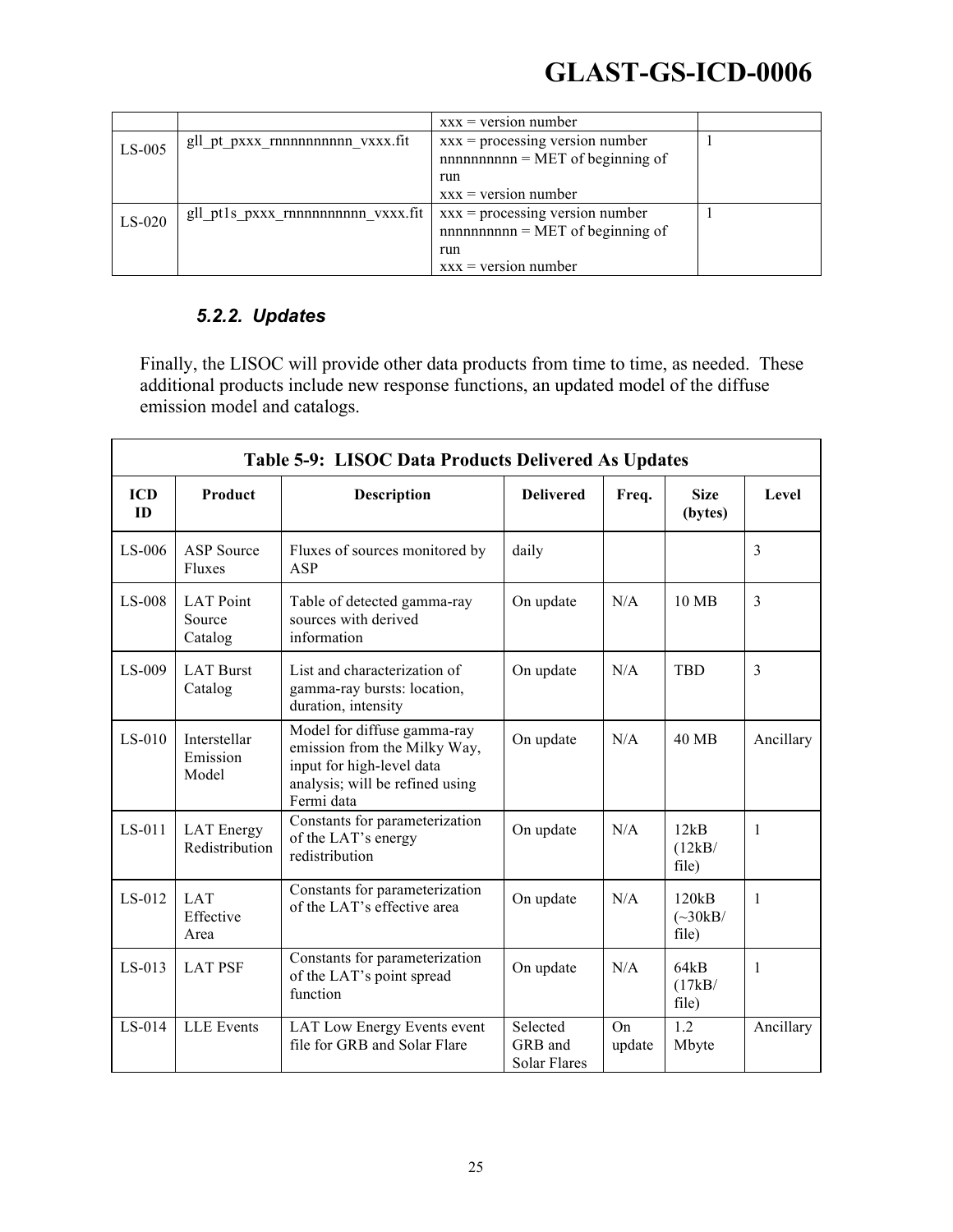| | | xxx = version number | |
|---|---|---|---|
| LS-005 | gll_pt_pxxx_rnnnnnnnnnn_vxxx.fit | xxx = processing version number<br>nnnnnnnnnn = MET of beginning of run<br>xxx = version number | 1 |
| LS-020 | gll_pt1s_pxxx_rnnnnnnnnnn_vxxx.fit | xxx = processing version number<br>nnnnnnnnnn = MET of beginning of run<br>xxx = version number | 1 |

### 5.2.2. Updates

Finally, the LISOC will provide other data products from time to time, as needed. These additional products include new response functions, an updated model of the diffuse emission model and catalogs.

**Table 5-9: LISOC Data Products Delivered As Updates**

| ICD ID | Product | Description | Delivered | Freq. | Size (bytes) | Level |
|---|---|---|---|---|---|---|
| LS-006 | ASP Source Fluxes | Fluxes of sources monitored by ASP | daily | | | 3 |
| LS-008 | LAT Point Source Catalog | Table of detected gamma-ray sources with derived information | On update | N/A | 10 MB | 3 |
| LS-009 | LAT Burst Catalog | List and characterization of gamma-ray bursts: location, duration, intensity | On update | N/A | TBD | 3 |
| LS-010 | Interstellar Emission Model | Model for diffuse gamma-ray emission from the Milky Way, input for high-level data analysis; will be refined using Fermi data | On update | N/A | 40 MB | Ancillary |
| LS-011 | LAT Energy Redistribution | Constants for parameterization of the LAT's energy redistribution | On update | N/A | 12kB (12kB/ file) | 1 |
| LS-012 | LAT Effective Area | Constants for parameterization of the LAT's effective area | On update | N/A | 120kB (~30kB/ file) | 1 |
| LS-013 | LAT PSF | Constants for parameterization of the LAT's point spread function | On update | N/A | 64kB (17kB/ file) | 1 |
| LS-014 | LLE Events | LAT Low Energy Events event file for GRB and Solar Flare | Selected GRB and Solar Flares | On update | 1.2 Mbyte | Ancillary |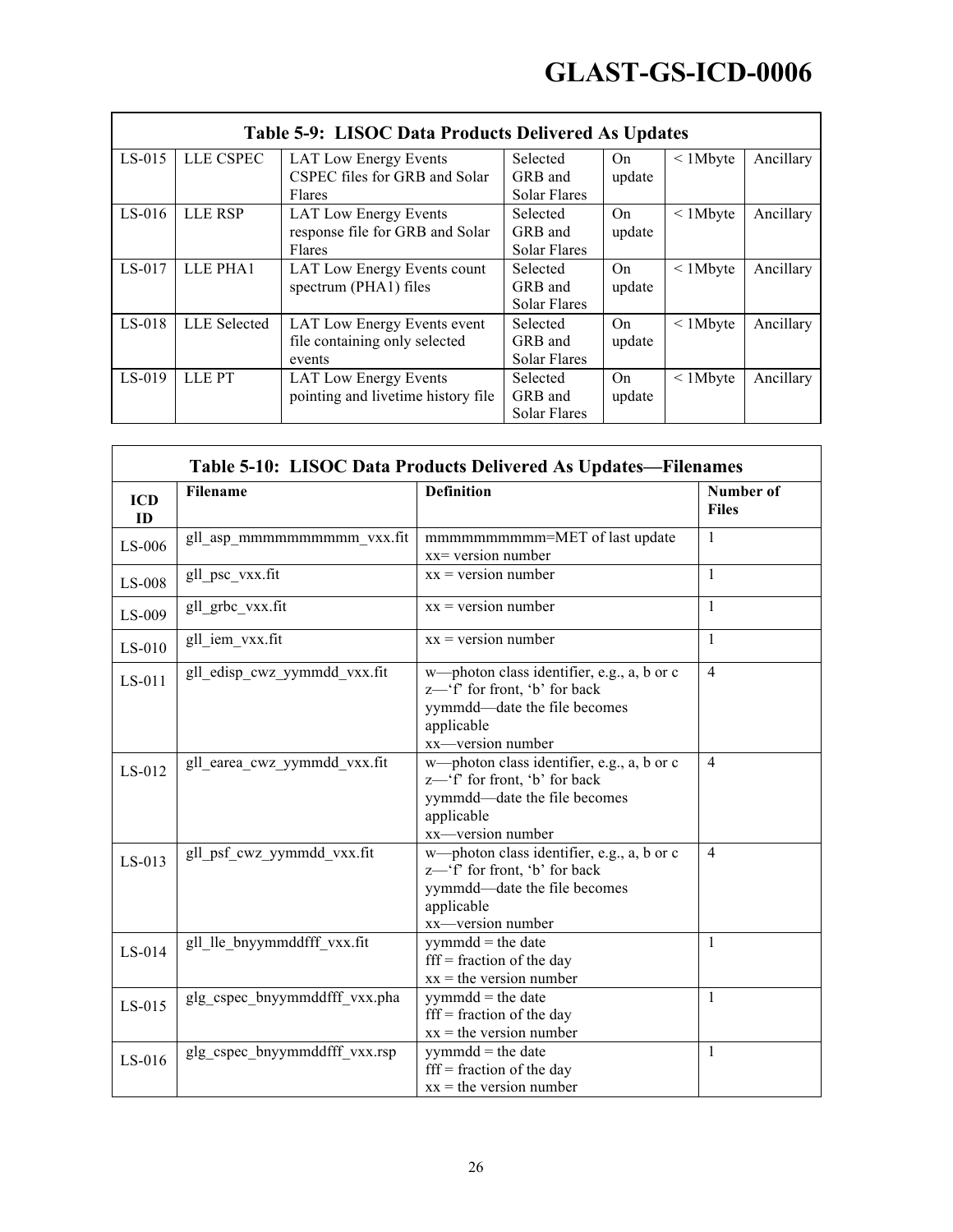| Table 5-9: LISOC Data Products Delivered As Updates | | | | | | |
|---|---|---|---|---|---|---|
| LS-015 | LLE CSPEC | LAT Low Energy Events CSPEC files for GRB and Solar Flares | Selected GRB and Solar Flares | On update | < 1Mbyte | Ancillary |
| LS-016 | LLE RSP | LAT Low Energy Events response file for GRB and Solar Flares | Selected GRB and Solar Flares | On update | < 1Mbyte | Ancillary |
| LS-017 | LLE PHA1 | LAT Low Energy Events count spectrum (PHA1) files | Selected GRB and Solar Flares | On update | < 1Mbyte | Ancillary |
| LS-018 | LLE Selected | LAT Low Energy Events event file containing only selected events | Selected GRB and Solar Flares | On update | < 1Mbyte | Ancillary |
| LS-019 | LLE PT | LAT Low Energy Events pointing and livetime history file | Selected GRB and Solar Flares | On update | < 1Mbyte | Ancillary |

**Table 5-10: LISOC Data Products Delivered As Updates—Filenames**

| ICD ID | Filename | Definition | Number of Files |
|---|---|---|---|
| LS-006 | gll_asp_mmmmmmmmmm_vxx.fit | mmmmmmmmmm=MET of last update<br>xx= version number | 1 |
| LS-008 | gll_psc_vxx.fit | xx = version number | 1 |
| LS-009 | gll_grbc_vxx.fit | xx = version number | 1 |
| LS-010 | gll_iem_vxx.fit | xx = version number | 1 |
| LS-011 | gll_edisp_cwz_yymmdd_vxx.fit | w—photon class identifier, e.g., a, b or c<br>z—'f' for front, 'b' for back<br>yymmdd—date the file becomes applicable<br>xx—version number | 4 |
| LS-012 | gll_earea_cwz_yymmdd_vxx.fit | w—photon class identifier, e.g., a, b or c<br>z—'f' for front, 'b' for back<br>yymmdd—date the file becomes applicable<br>xx—version number | 4 |
| LS-013 | gll_psf_cwz_yymmdd_vxx.fit | w—photon class identifier, e.g., a, b or c<br>z—'f' for front, 'b' for back<br>yymmdd—date the file becomes applicable<br>xx—version number | 4 |
| LS-014 | gll_lle_bnyymmddfff_vxx.fit | yymmdd = the date<br>fff = fraction of the day<br>xx = the version number | 1 |
| LS-015 | glg_cspec_bnyymmddfff_vxx.pha | yymmdd = the date<br>fff = fraction of the day<br>xx = the version number | 1 |
| LS-016 | glg_cspec_bnyymmddfff_vxx.rsp | yymmdd = the date<br>fff = fraction of the day<br>xx = the version number | 1 |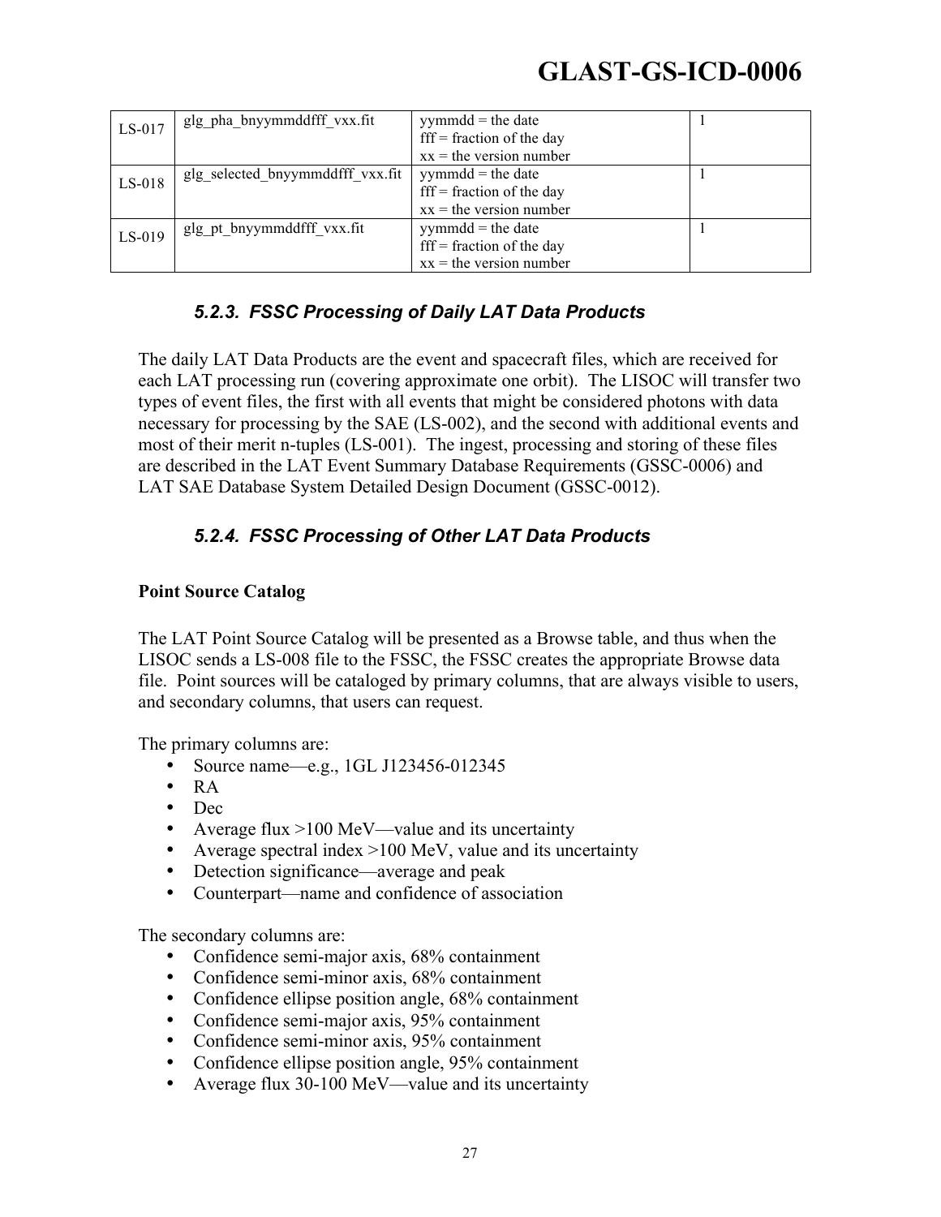| LS-017 | glg_pha_bnyymmddfff_vxx.fit | yymmdd = the date<br>fff = fraction of the day<br>xx = the version number | 1 |
|---|---|---|---|
| LS-018 | glg_selected_bnyymmddfff_vxx.fit | yymmdd = the date<br>fff = fraction of the day<br>xx = the version number | 1 |
| LS-019 | glg_pt_bnyymmddfff_vxx.fit | yymmdd = the date<br>fff = fraction of the day<br>xx = the version number | 1 |

### *5.2.3. FSSC Processing of Daily LAT Data Products*

The daily LAT Data Products are the event and spacecraft files, which are received for each LAT processing run (covering approximate one orbit). The LISOC will transfer two types of event files, the first with all events that might be considered photons with data necessary for processing by the SAE (LS-002), and the second with additional events and most of their merit n-tuples (LS-001). The ingest, processing and storing of these files are described in the LAT Event Summary Database Requirements (GSSC-0006) and LAT SAE Database System Detailed Design Document (GSSC-0012).

### *5.2.4. FSSC Processing of Other LAT Data Products*

**Point Source Catalog**

The LAT Point Source Catalog will be presented as a Browse table, and thus when the LISOC sends a LS-008 file to the FSSC, the FSSC creates the appropriate Browse data file. Point sources will be cataloged by primary columns, that are always visible to users, and secondary columns, that users can request.

The primary columns are:

- Source name—e.g., 1GL J123456-012345
- RA
- Dec
- Average flux >100 MeV—value and its uncertainty
- Average spectral index >100 MeV, value and its uncertainty
- Detection significance—average and peak
- Counterpart—name and confidence of association

The secondary columns are:

- Confidence semi-major axis, 68% containment
- Confidence semi-minor axis, 68% containment
- Confidence ellipse position angle, 68% containment
- Confidence semi-major axis, 95% containment
- Confidence semi-minor axis, 95% containment
- Confidence ellipse position angle, 95% containment
- Average flux 30-100 MeV—value and its uncertainty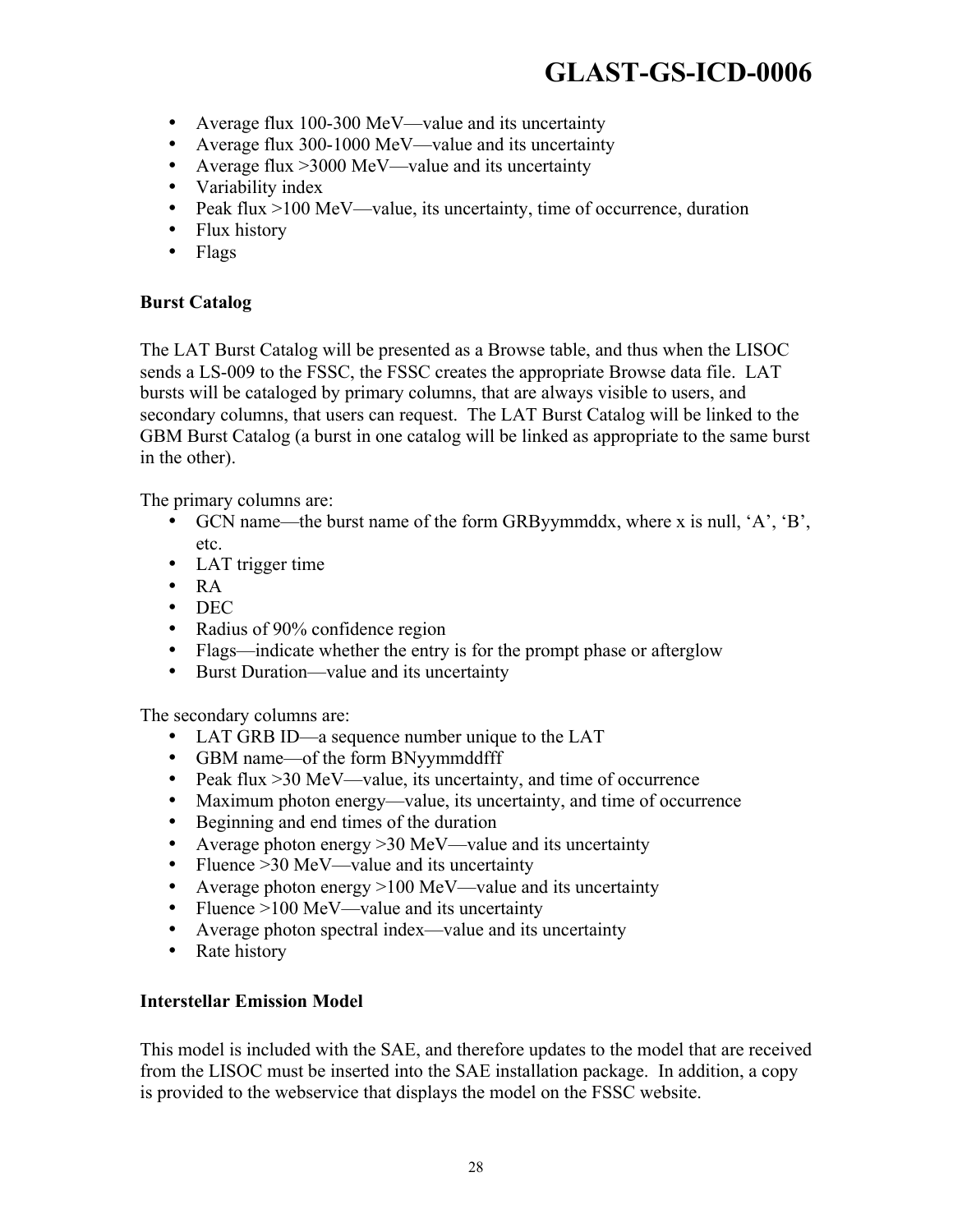- Average flux 100-300 MeV—value and its uncertainty
- Average flux 300-1000 MeV—value and its uncertainty
- Average flux >3000 MeV—value and its uncertainty
- Variability index
- Peak flux >100 MeV—value, its uncertainty, time of occurrence, duration
- Flux history
- Flags

**Burst Catalog**

The LAT Burst Catalog will be presented as a Browse table, and thus when the LISOC sends a LS-009 to the FSSC, the FSSC creates the appropriate Browse data file. LAT bursts will be cataloged by primary columns, that are always visible to users, and secondary columns, that users can request. The LAT Burst Catalog will be linked to the GBM Burst Catalog (a burst in one catalog will be linked as appropriate to the same burst in the other).

The primary columns are:

- GCN name—the burst name of the form GRByymmddx, where x is null, 'A', 'B', etc.
- LAT trigger time
- RA
- DEC
- Radius of 90% confidence region
- Flags—indicate whether the entry is for the prompt phase or afterglow
- Burst Duration—value and its uncertainty

The secondary columns are:

- LAT GRB ID—a sequence number unique to the LAT
- GBM name—of the form BNyymmddfff
- Peak flux >30 MeV—value, its uncertainty, and time of occurrence
- Maximum photon energy—value, its uncertainty, and time of occurrence
- Beginning and end times of the duration
- Average photon energy >30 MeV—value and its uncertainty
- Fluence >30 MeV—value and its uncertainty
- Average photon energy >100 MeV—value and its uncertainty
- Fluence >100 MeV—value and its uncertainty
- Average photon spectral index—value and its uncertainty
- Rate history

**Interstellar Emission Model**

This model is included with the SAE, and therefore updates to the model that are received from the LISOC must be inserted into the SAE installation package. In addition, a copy is provided to the webservice that displays the model on the FSSC website.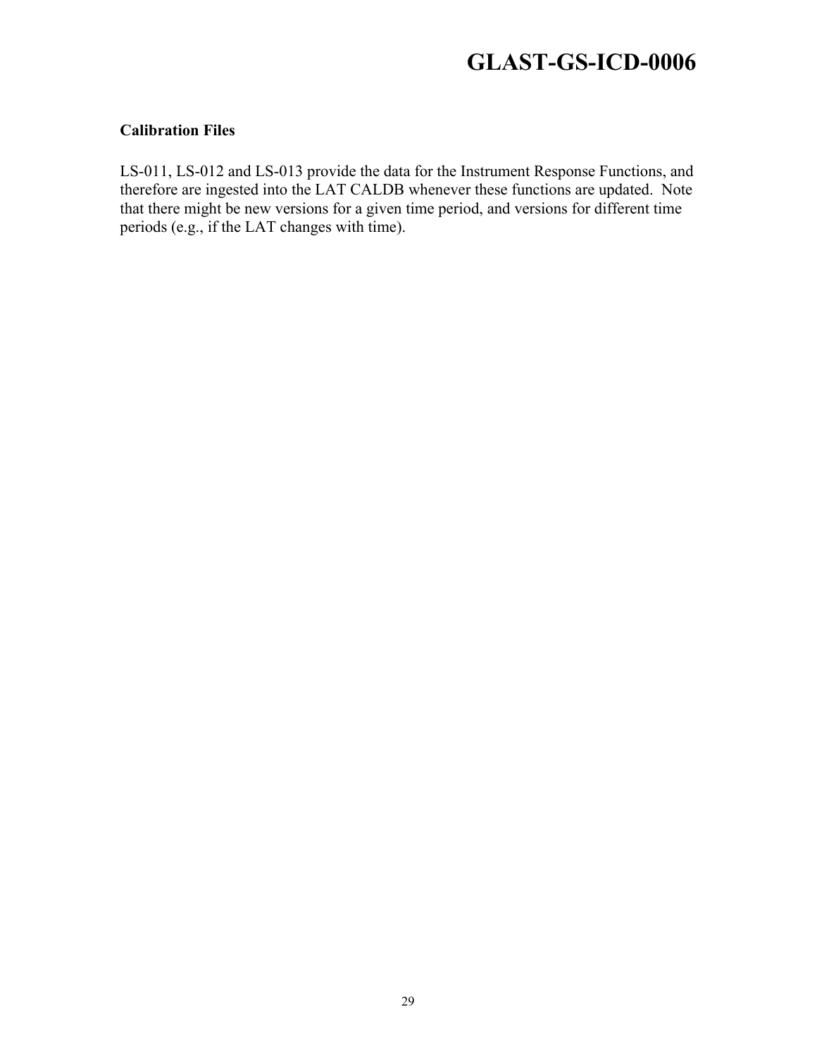**Calibration Files**

LS-011, LS-012 and LS-013 provide the data for the Instrument Response Functions, and therefore are ingested into the LAT CALDB whenever these functions are updated. Note that there might be new versions for a given time period, and versions for different time periods (e.g., if the LAT changes with time).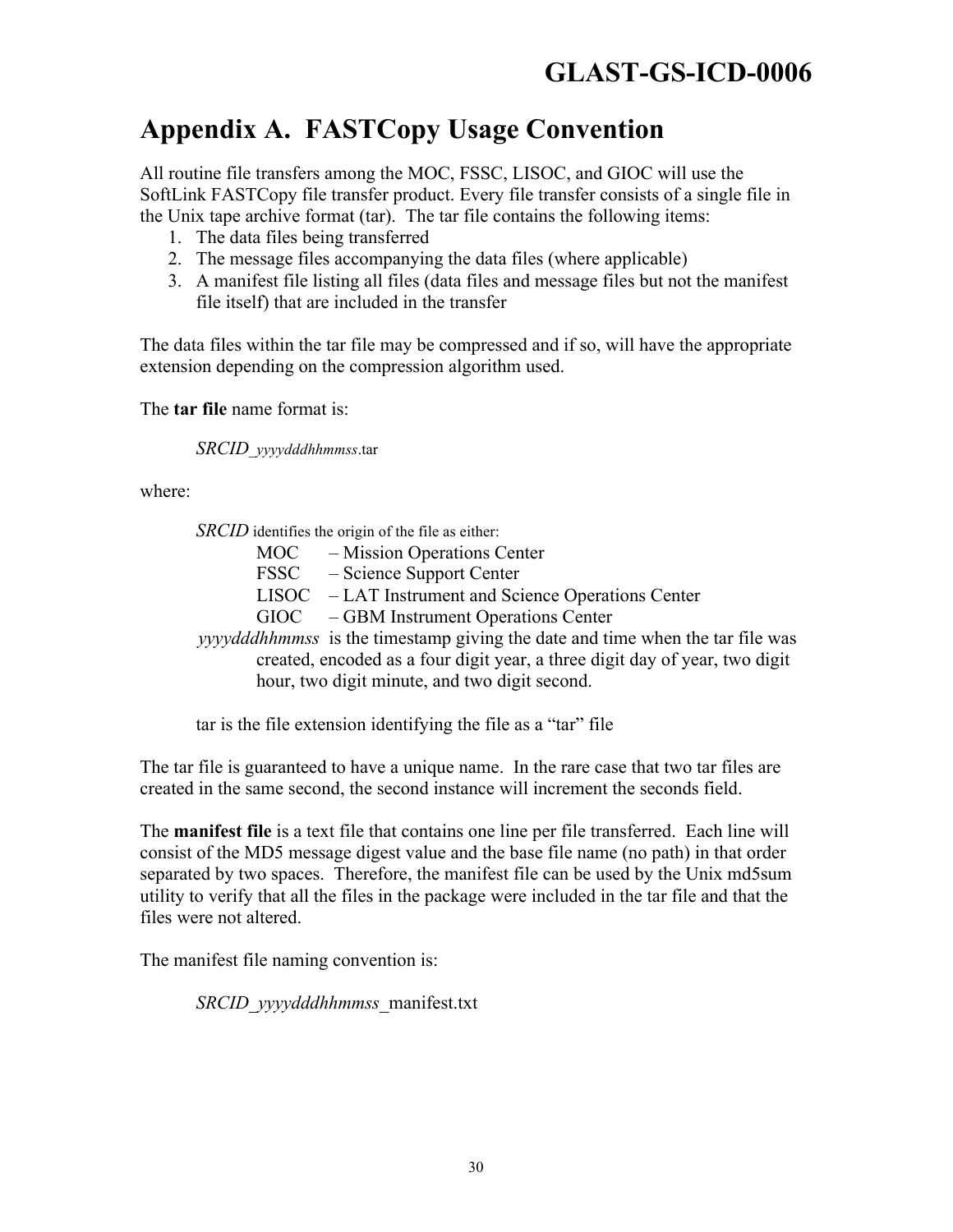# Appendix A. FASTCopy Usage Convention

All routine file transfers among the MOC, FSSC, LISOC, and GIOC will use the SoftLink FASTCopy file transfer product. Every file transfer consists of a single file in the Unix tape archive format (tar). The tar file contains the following items:

1. The data files being transferred
2. The message files accompanying the data files (where applicable)
3. A manifest file listing all files (data files and message files but not the manifest file itself) that are included in the transfer

The data files within the tar file may be compressed and if so, will have the appropriate extension depending on the compression algorithm used.

The **tar file** name format is:

> *SRCID_yyyydddhhmmss*.tar

where:

> *SRCID* identifies the origin of the file as either:
>
> MOC – Mission Operations Center
> FSSC – Science Support Center
> LISOC – LAT Instrument and Science Operations Center
> GIOC – GBM Instrument Operations Center
>
> *yyyydddhhmmss* is the timestamp giving the date and time when the tar file was created, encoded as a four digit year, a three digit day of year, two digit hour, two digit minute, and two digit second.
>
> tar is the file extension identifying the file as a "tar" file

The tar file is guaranteed to have a unique name. In the rare case that two tar files are created in the same second, the second instance will increment the seconds field.

The **manifest file** is a text file that contains one line per file transferred. Each line will consist of the MD5 message digest value and the base file name (no path) in that order separated by two spaces. Therefore, the manifest file can be used by the Unix md5sum utility to verify that all the files in the package were included in the tar file and that the files were not altered.

The manifest file naming convention is:

> *SRCID_yyyydddhhmmss*_manifest.txt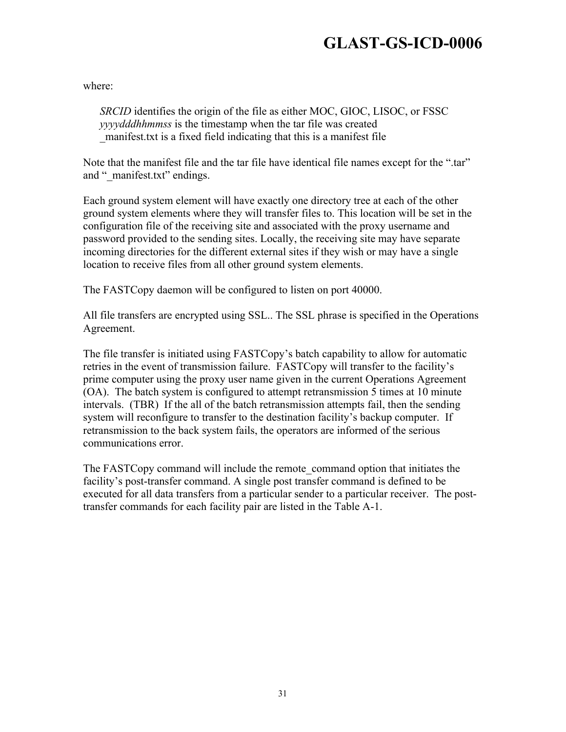where:

*SRCID* identifies the origin of the file as either MOC, GIOC, LISOC, or FSSC
*yyyydddhhmmss* is the timestamp when the tar file was created
_manifest.txt is a fixed field indicating that this is a manifest file

Note that the manifest file and the tar file have identical file names except for the ".tar" and "_manifest.txt" endings.

Each ground system element will have exactly one directory tree at each of the other ground system elements where they will transfer files to. This location will be set in the configuration file of the receiving site and associated with the proxy username and password provided to the sending sites. Locally, the receiving site may have separate incoming directories for the different external sites if they wish or may have a single location to receive files from all other ground system elements.

The FASTCopy daemon will be configured to listen on port 40000.

All file transfers are encrypted using SSL.. The SSL phrase is specified in the Operations Agreement.

The file transfer is initiated using FASTCopy's batch capability to allow for automatic retries in the event of transmission failure. FASTCopy will transfer to the facility's prime computer using the proxy user name given in the current Operations Agreement (OA). The batch system is configured to attempt retransmission 5 times at 10 minute intervals. (TBR) If the all of the batch retransmission attempts fail, then the sending system will reconfigure to transfer to the destination facility's backup computer. If retransmission to the back system fails, the operators are informed of the serious communications error.

The FASTCopy command will include the remote_command option that initiates the facility's post-transfer command. A single post transfer command is defined to be executed for all data transfers from a particular sender to a particular receiver. The post-transfer commands for each facility pair are listed in the Table A-1.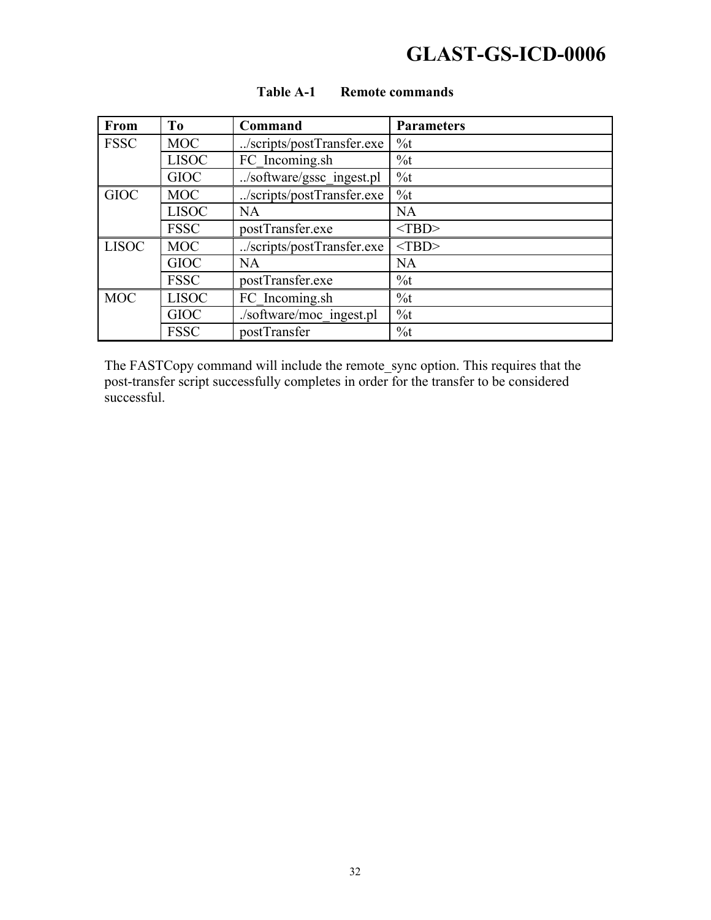**Table A-1 Remote commands**

| From | To | Command | Parameters |
|---|---|---|---|
| FSSC | MOC | ../scripts/postTransfer.exe | %t |
| | LISOC | FC_Incoming.sh | %t |
| | GIOC | ../software/gssc_ingest.pl | %t |
| GIOC | MOC | ../scripts/postTransfer.exe | %t |
| | LISOC | NA | NA |
| | FSSC | postTransfer.exe | <TBD> |
| LISOC | MOC | ../scripts/postTransfer.exe | <TBD> |
| | GIOC | NA | NA |
| | FSSC | postTransfer.exe | %t |
| MOC | LISOC | FC_Incoming.sh | %t |
| | GIOC | ./software/moc_ingest.pl | %t |
| | FSSC | postTransfer | %t |

The FASTCopy command will include the remote_sync option. This requires that the post-transfer script successfully completes in order for the transfer to be considered successful.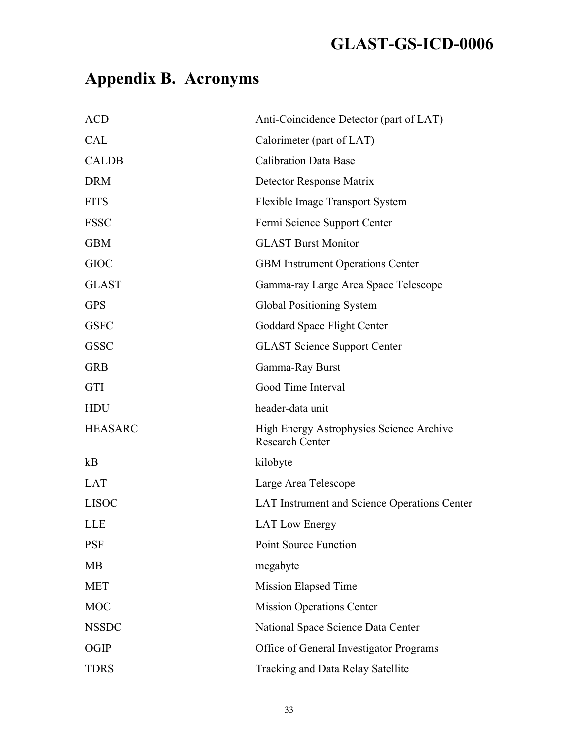# Appendix B. Acronyms

| | |
|---|---|
| ACD | Anti-Coincidence Detector (part of LAT) |
| CAL | Calorimeter (part of LAT) |
| CALDB | Calibration Data Base |
| DRM | Detector Response Matrix |
| FITS | Flexible Image Transport System |
| FSSC | Fermi Science Support Center |
| GBM | GLAST Burst Monitor |
| GIOC | GBM Instrument Operations Center |
| GLAST | Gamma-ray Large Area Space Telescope |
| GPS | Global Positioning System |
| GSFC | Goddard Space Flight Center |
| GSSC | GLAST Science Support Center |
| GRB | Gamma-Ray Burst |
| GTI | Good Time Interval |
| HDU | header-data unit |
| HEASARC | High Energy Astrophysics Science Archive Research Center |
| kB | kilobyte |
| LAT | Large Area Telescope |
| LISOC | LAT Instrument and Science Operations Center |
| LLE | LAT Low Energy |
| PSF | Point Source Function |
| MB | megabyte |
| MET | Mission Elapsed Time |
| MOC | Mission Operations Center |
| NSSDC | National Space Science Data Center |
| OGIP | Office of General Investigator Programs |
| TDRS | Tracking and Data Relay Satellite |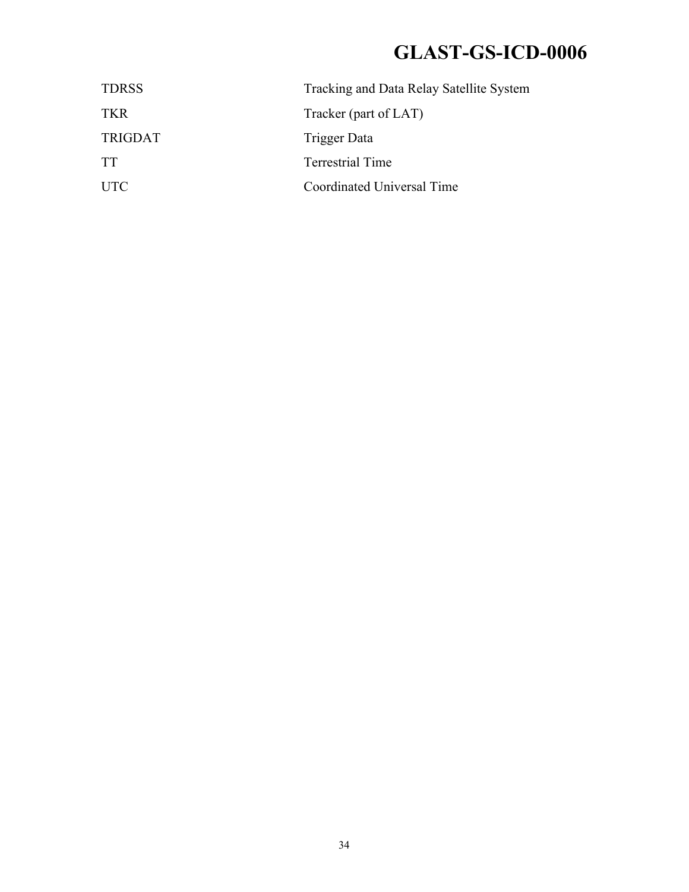| | |
|---|---|
| TDRSS | Tracking and Data Relay Satellite System |
| TKR | Tracker (part of LAT) |
| TRIGDAT | Trigger Data |
| TT | Terrestrial Time |
| UTC | Coordinated Universal Time |